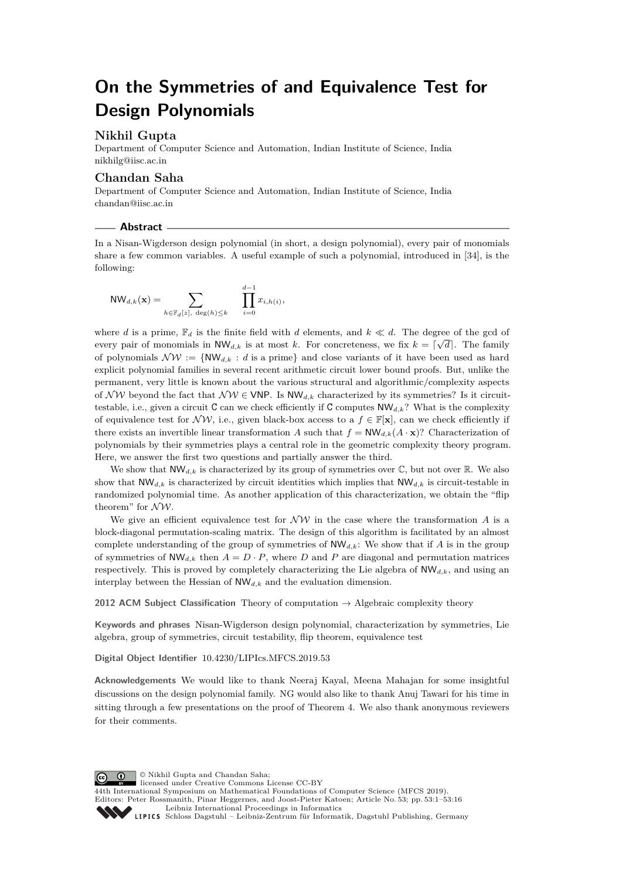# On the Symmetries of and Equivalence Test for Design Polynomials

## Nikhil Gupta

Department of Computer Science and Automation, Indian Institute of Science, India
nikhilg@iisc.ac.in

## Chandan Saha

Department of Computer Science and Automation, Indian Institute of Science, India
chandan@iisc.ac.in

### Abstract

In a Nisan-Wigderson design polynomial (in short, a design polynomial), every pair of monomials share a few common variables. A useful example of such a polynomial, introduced in [34], is the following:

$$\mathsf{NW}_{d,k}(\mathbf{x}) = \sum_{h \in \mathbb{F}_d[z],\ \deg(h) \le k} \ \prod_{i=0}^{d-1} x_{i,h(i)},$$

where $d$ is a prime, $\mathbb{F}_d$ is the finite field with $d$ elements, and $k \ll d$. The degree of the gcd of every pair of monomials in $\mathsf{NW}_{d,k}$ is at most $k$. For concreteness, we fix $k = \lceil \sqrt{d} \rceil$. The family of polynomials $\mathcal{NW} := \{\mathsf{NW}_{d,k} : d \text{ is a prime}\}$ and close variants of it have been used as hard explicit polynomial families in several recent arithmetic circuit lower bound proofs. But, unlike the permanent, very little is known about the various structural and algorithmic/complexity aspects of $\mathcal{NW}$ beyond the fact that $\mathcal{NW} \in \mathsf{VNP}$. Is $\mathsf{NW}_{d,k}$ characterized by its symmetries? Is it circuit-testable, i.e., given a circuit $\mathsf{C}$ can we check efficiently if $\mathsf{C}$ computes $\mathsf{NW}_{d,k}$? What is the complexity of equivalence test for $\mathcal{NW}$, i.e., given black-box access to a $f \in \mathbb{F}[\mathbf{x}]$, can we check efficiently if there exists an invertible linear transformation $A$ such that $f = \mathsf{NW}_{d,k}(A \cdot \mathbf{x})$? Characterization of polynomials by their symmetries plays a central role in the geometric complexity theory program. Here, we answer the first two questions and partially answer the third.

We show that $\mathsf{NW}_{d,k}$ is characterized by its group of symmetries over $\mathbb{C}$, but not over $\mathbb{R}$. We also show that $\mathsf{NW}_{d,k}$ is characterized by circuit identities which implies that $\mathsf{NW}_{d,k}$ is circuit-testable in randomized polynomial time. As another application of this characterization, we obtain the "flip theorem" for $\mathcal{NW}$.

We give an efficient equivalence test for $\mathcal{NW}$ in the case where the transformation $A$ is a block-diagonal permutation-scaling matrix. The design of this algorithm is facilitated by an almost complete understanding of the group of symmetries of $\mathsf{NW}_{d,k}$: We show that if $A$ is in the group of symmetries of $\mathsf{NW}_{d,k}$ then $A = D \cdot P$, where $D$ and $P$ are diagonal and permutation matrices respectively. This is proved by completely characterizing the Lie algebra of $\mathsf{NW}_{d,k}$, and using an interplay between the Hessian of $\mathsf{NW}_{d,k}$ and the evaluation dimension.

**2012 ACM Subject Classification** Theory of computation → Algebraic complexity theory

**Keywords and phrases** Nisan-Wigderson design polynomial, characterization by symmetries, Lie algebra, group of symmetries, circuit testability, flip theorem, equivalence test

**Digital Object Identifier** 10.4230/LIPIcs.MFCS.2019.53

**Acknowledgements** We would like to thank Neeraj Kayal, Meena Mahajan for some insightful discussions on the design polynomial family. NG would also like to thank Anuj Tawari for his time in sitting through a few presentations on the proof of Theorem 4. We also thank anonymous reviewers for their comments.

© Nikhil Gupta and Chandan Saha;
licensed under Creative Commons License CC-BY
44th International Symposium on Mathematical Foundations of Computer Science (MFCS 2019).
Editors: Peter Rossmanith, Pinar Heggernes, and Joost-Pieter Katoen; Article No. 53; pp. 53:1–53:16
Leibniz International Proceedings in Informatics
Schloss Dagstuhl – Leibniz-Zentrum für Informatik, Dagstuhl Publishing, Germany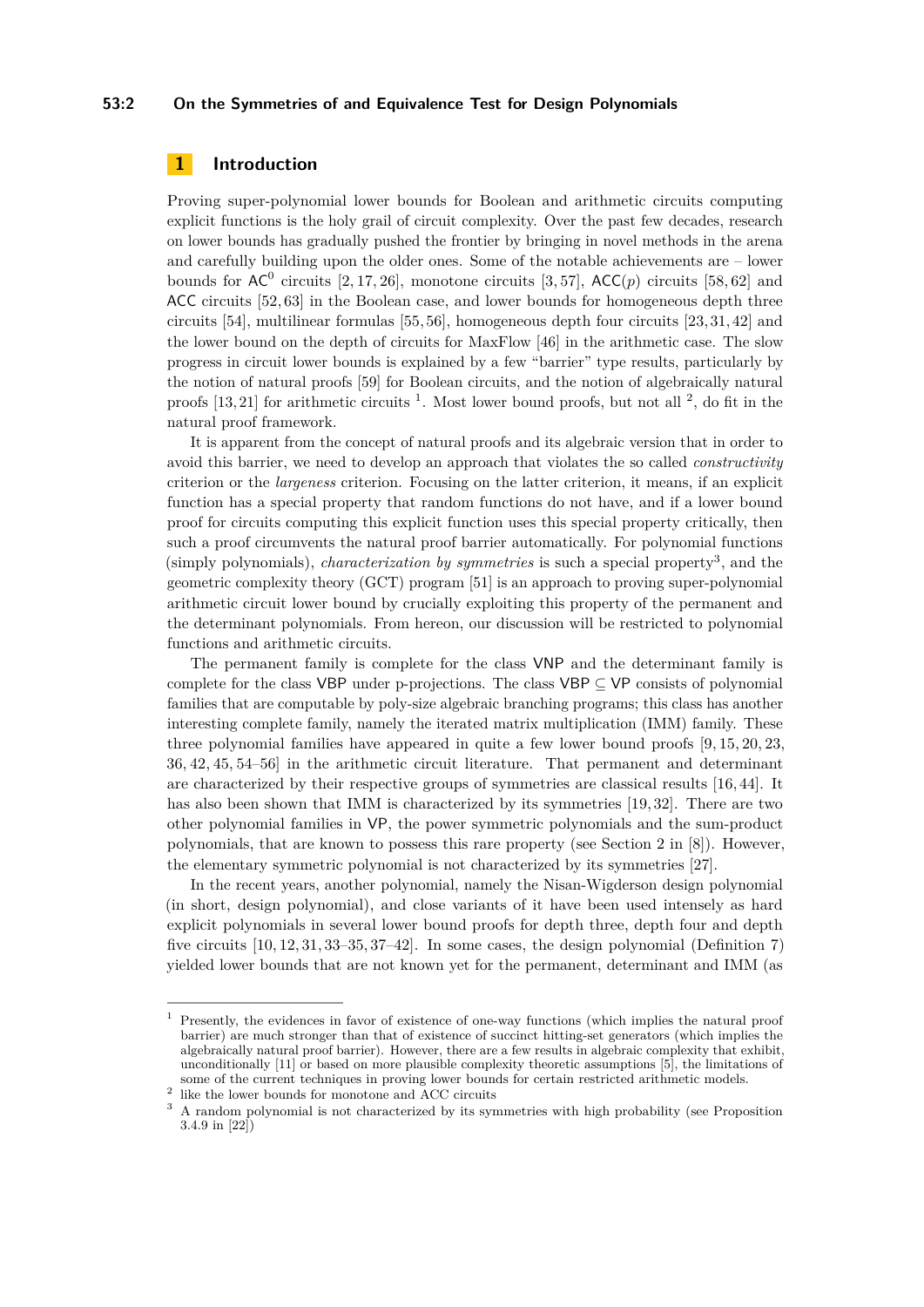## 1 Introduction

Proving super-polynomial lower bounds for Boolean and arithmetic circuits computing explicit functions is the holy grail of circuit complexity. Over the past few decades, research on lower bounds has gradually pushed the frontier by bringing in novel methods in the arena and carefully building upon the older ones. Some of the notable achievements are – lower bounds for $\mathsf{AC}^0$ circuits [2, 17, 26], monotone circuits [3, 57], $\mathsf{ACC}(p)$ circuits [58, 62] and $\mathsf{ACC}$ circuits [52, 63] in the Boolean case, and lower bounds for homogeneous depth three circuits [54], multilinear formulas [55, 56], homogeneous depth four circuits [23, 31, 42] and the lower bound on the depth of circuits for MaxFlow [46] in the arithmetic case. The slow progress in circuit lower bounds is explained by a few "barrier" type results, particularly by the notion of natural proofs [59] for Boolean circuits, and the notion of algebraically natural proofs [13, 21] for arithmetic circuits [1]. Most lower bound proofs, but not all [2], do fit in the natural proof framework.

It is apparent from the concept of natural proofs and its algebraic version that in order to avoid this barrier, we need to develop an approach that violates the so called *constructivity* criterion or the *largeness* criterion. Focusing on the latter criterion, it means, if an explicit function has a special property that random functions do not have, and if a lower bound proof for circuits computing this explicit function uses this special property critically, then such a proof circumvents the natural proof barrier automatically. For polynomial functions (simply polynomials), *characterization by symmetries* is such a special property[3], and the geometric complexity theory (GCT) program [51] is an approach to proving super-polynomial arithmetic circuit lower bound by crucially exploiting this property of the permanent and the determinant polynomials. From hereon, our discussion will be restricted to polynomial functions and arithmetic circuits.

The permanent family is complete for the class $\mathsf{VNP}$ and the determinant family is complete for the class $\mathsf{VBP}$ under p-projections. The class $\mathsf{VBP} \subseteq \mathsf{VP}$ consists of polynomial families that are computable by poly-size algebraic branching programs; this class has another interesting complete family, namely the iterated matrix multiplication (IMM) family. These three polynomial families have appeared in quite a few lower bound proofs [9, 15, 20, 23, 36, 42, 45, 54–56] in the arithmetic circuit literature. That permanent and determinant are characterized by their respective groups of symmetries are classical results [16, 44]. It has also been shown that IMM is characterized by its symmetries [19, 32]. There are two other polynomial families in $\mathsf{VP}$, the power symmetric polynomials and the sum-product polynomials, that are known to possess this rare property (see Section 2 in [8]). However, the elementary symmetric polynomial is not characterized by its symmetries [27].

In the recent years, another polynomial, namely the Nisan-Wigderson design polynomial (in short, design polynomial), and close variants of it have been used intensely as hard explicit polynomials in several lower bound proofs for depth three, depth four and depth five circuits [10, 12, 31, 33–35, 37–42]. In some cases, the design polynomial (Definition 7) yielded lower bounds that are not known yet for the permanent, determinant and IMM (as

---

[1] Presently, the evidences in favor of existence of one-way functions (which implies the natural proof barrier) are much stronger than that of existence of succinct hitting-set generators (which implies the algebraically natural proof barrier). However, there are a few results in algebraic complexity that exhibit, unconditionally [11] or based on more plausible complexity theoretic assumptions [5], the limitations of some of the current techniques in proving lower bounds for certain restricted arithmetic models.

[2] like the lower bounds for monotone and ACC circuits

[3] A random polynomial is not characterized by its symmetries with high probability (see Proposition 3.4.9 in [22])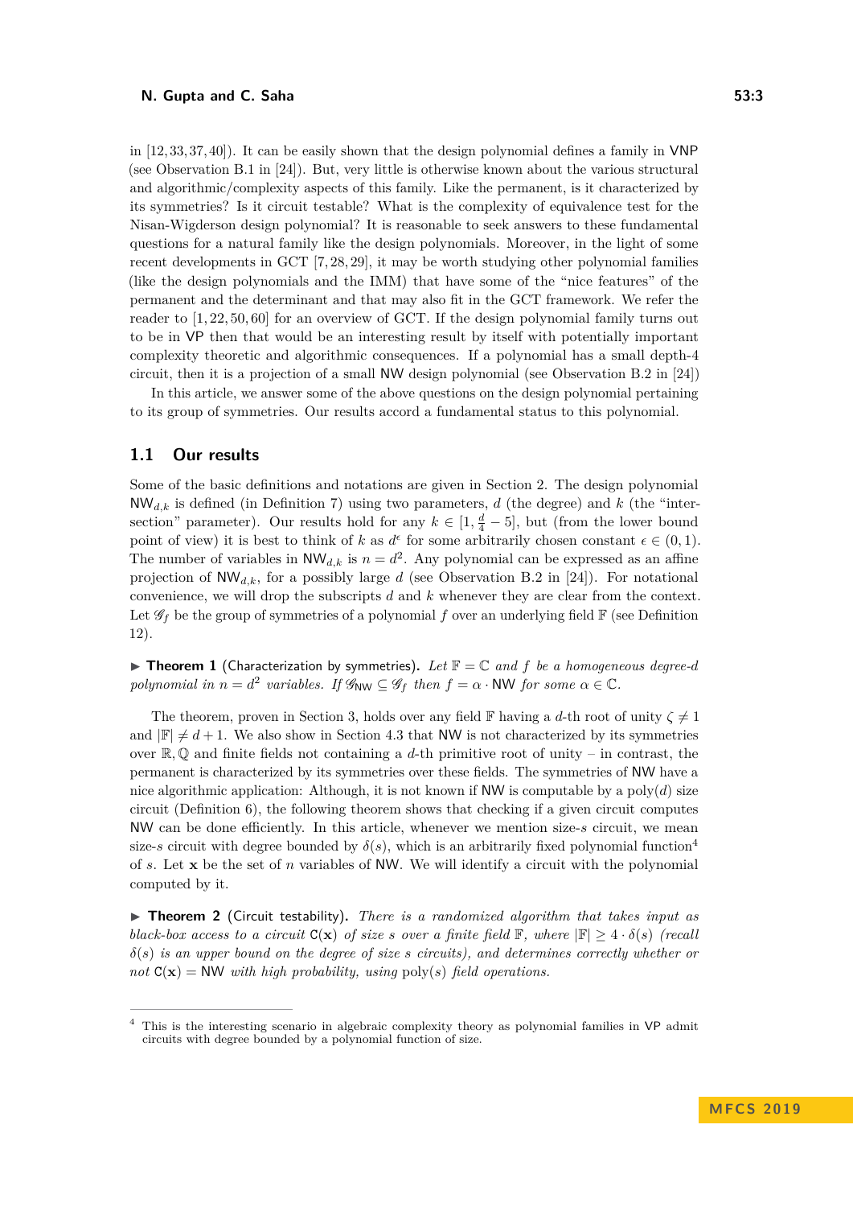in [12, 33, 37, 40]). It can be easily shown that the design polynomial defines a family in VNP (see Observation B.1 in [24]). But, very little is otherwise known about the various structural and algorithmic/complexity aspects of this family. Like the permanent, is it characterized by its symmetries? Is it circuit testable? What is the complexity of equivalence test for the Nisan-Wigderson design polynomial? It is reasonable to seek answers to these fundamental questions for a natural family like the design polynomials. Moreover, in the light of some recent developments in GCT [7, 28, 29], it may be worth studying other polynomial families (like the design polynomials and the IMM) that have some of the "nice features" of the permanent and the determinant and that may also fit in the GCT framework. We refer the reader to [1, 22, 50, 60] for an overview of GCT. If the design polynomial family turns out to be in VP then that would be an interesting result by itself with potentially important complexity theoretic and algorithmic consequences. If a polynomial has a small depth-4 circuit, then it is a projection of a small NW design polynomial (see Observation B.2 in [24])

In this article, we answer some of the above questions on the design polynomial pertaining to its group of symmetries. Our results accord a fundamental status to this polynomial.

## 1.1 Our results

Some of the basic definitions and notations are given in Section 2. The design polynomial $\mathsf{NW}_{d,k}$ is defined (in Definition 7) using two parameters, $d$ (the degree) and $k$ (the "intersection" parameter). Our results hold for any $k \in [1, \frac{d}{4} - 5]$, but (from the lower bound point of view) it is best to think of $k$ as $d^{\epsilon}$ for some arbitrarily chosen constant $\epsilon \in (0, 1)$. The number of variables in $\mathsf{NW}_{d,k}$ is $n = d^2$. Any polynomial can be expressed as an affine projection of $\mathsf{NW}_{d,k}$, for a possibly large $d$ (see Observation B.2 in [24]). For notational convenience, we will drop the subscripts $d$ and $k$ whenever they are clear from the context. Let $\mathscr{G}_f$ be the group of symmetries of a polynomial $f$ over an underlying field $\mathbb{F}$ (see Definition 12).

▶ **Theorem 1** (Characterization by symmetries). *Let $\mathbb{F} = \mathbb{C}$ and $f$ be a homogeneous degree-$d$ polynomial in $n = d^2$ variables. If $\mathscr{G}_{\mathsf{NW}} \subseteq \mathscr{G}_f$ then $f = \alpha \cdot \mathsf{NW}$ for some $\alpha \in \mathbb{C}$.*

The theorem, proven in Section 3, holds over any field $\mathbb{F}$ having a $d$-th root of unity $\zeta \neq 1$ and $|\mathbb{F}| \neq d + 1$. We also show in Section 4.3 that NW is not characterized by its symmetries over $\mathbb{R}, \mathbb{Q}$ and finite fields not containing a $d$-th primitive root of unity – in contrast, the permanent is characterized by its symmetries over these fields. The symmetries of NW have a nice algorithmic application: Although, it is not known if NW is computable by a poly($d$) size circuit (Definition 6), the following theorem shows that checking if a given circuit computes NW can be done efficiently. In this article, whenever we mention size-$s$ circuit, we mean size-$s$ circuit with degree bounded by $\delta(s)$, which is an arbitrarily fixed polynomial function[4] of $s$. Let $\mathbf{x}$ be the set of $n$ variables of NW. We will identify a circuit with the polynomial computed by it.

▶ **Theorem 2** (Circuit testability). *There is a randomized algorithm that takes input as black-box access to a circuit $\mathsf{C}(\mathbf{x})$ of size $s$ over a finite field $\mathbb{F}$, where $|\mathbb{F}| \geq 4 \cdot \delta(s)$ (recall $\delta(s)$ is an upper bound on the degree of size $s$ circuits), and determines correctly whether or not $\mathsf{C}(\mathbf{x}) = \mathsf{NW}$ with high probability, using poly($s$) field operations.*

[4] This is the interesting scenario in algebraic complexity theory as polynomial families in VP admit circuits with degree bounded by a polynomial function of size.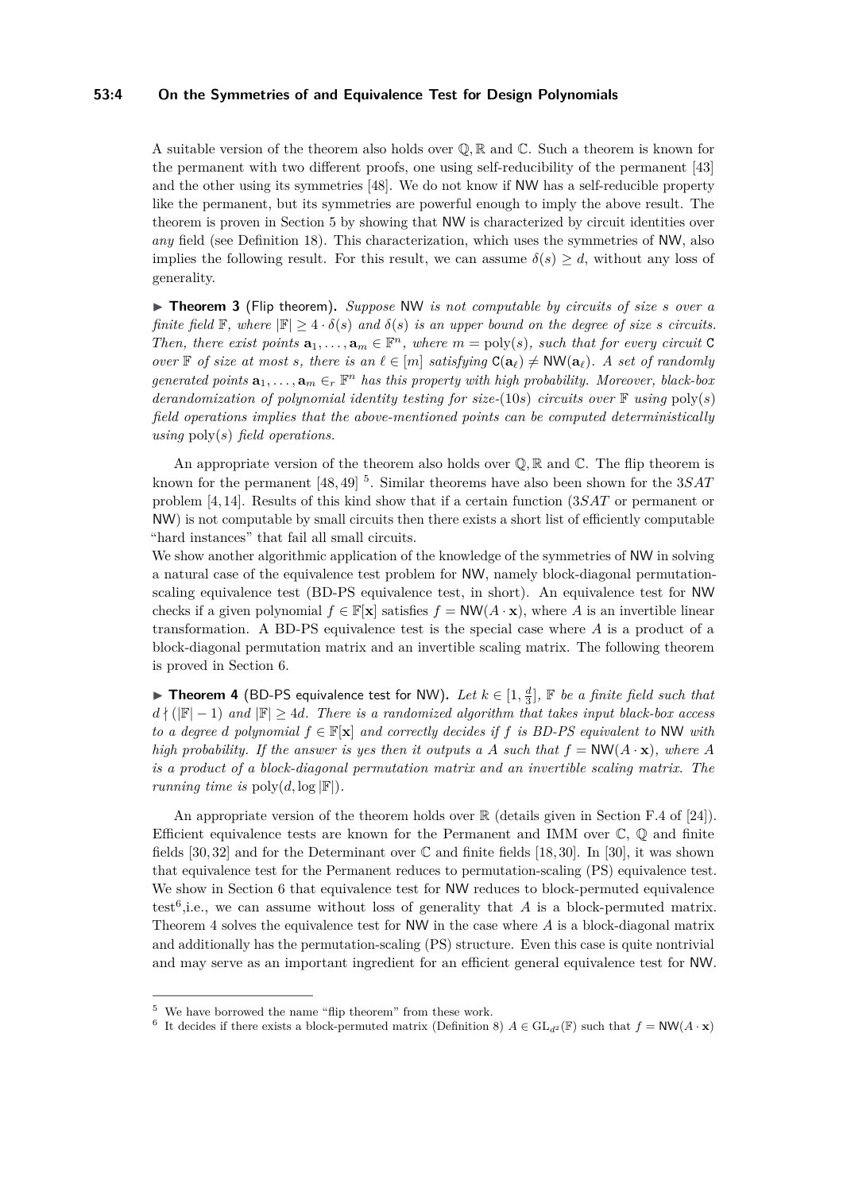A suitable version of the theorem also holds over $\mathbb{Q}, \mathbb{R}$ and $\mathbb{C}$. Such a theorem is known for the permanent with two different proofs, one using self-reducibility of the permanent [43] and the other using its symmetries [48]. We do not know if NW has a self-reducible property like the permanent, but its symmetries are powerful enough to imply the above result. The theorem is proven in Section 5 by showing that NW is characterized by circuit identities over *any* field (see Definition 18). This characterization, which uses the symmetries of NW, also implies the following result. For this result, we can assume $\delta(s) \geq d$, without any loss of generality.

▶ **Theorem 3** (Flip theorem). *Suppose* NW *is not computable by circuits of size $s$ over a finite field $\mathbb{F}$, where $|\mathbb{F}| \geq 4 \cdot \delta(s)$ and $\delta(s)$ is an upper bound on the degree of size $s$ circuits. Then, there exist points $\mathbf{a}_1, \ldots, \mathbf{a}_m \in \mathbb{F}^n$, where $m = \text{poly}(s)$, such that for every circuit* C *over $\mathbb{F}$ of size at most $s$, there is an $\ell \in [m]$ satisfying $\mathsf{C}(\mathbf{a}_\ell) \neq \mathsf{NW}(\mathbf{a}_\ell)$. A set of randomly generated points $\mathbf{a}_1, \ldots, \mathbf{a}_m \in_r \mathbb{F}^n$ has this property with high probability. Moreover, black-box derandomization of polynomial identity testing for size-$(10s)$ circuits over $\mathbb{F}$ using $\text{poly}(s)$ field operations implies that the above-mentioned points can be computed deterministically using $\text{poly}(s)$ field operations.*

An appropriate version of the theorem also holds over $\mathbb{Q}, \mathbb{R}$ and $\mathbb{C}$. The flip theorem is known for the permanent [48, 49] [5]. Similar theorems have also been shown for the $3SAT$ problem [4, 14]. Results of this kind show that if a certain function ($3SAT$ or permanent or NW) is not computable by small circuits then there exists a short list of efficiently computable "hard instances" that fail all small circuits.
We show another algorithmic application of the knowledge of the symmetries of NW in solving a natural case of the equivalence test problem for NW, namely block-diagonal permutation-scaling equivalence test (BD-PS equivalence test, in short). An equivalence test for NW checks if a given polynomial $f \in \mathbb{F}[\mathbf{x}]$ satisfies $f = \mathsf{NW}(A \cdot \mathbf{x})$, where $A$ is an invertible linear transformation. A BD-PS equivalence test is the special case where $A$ is a product of a block-diagonal permutation matrix and an invertible scaling matrix. The following theorem is proved in Section 6.

▶ **Theorem 4** (BD-PS equivalence test for NW). *Let $k \in [1, \frac{d}{3}]$, $\mathbb{F}$ be a finite field such that $d \nmid (|\mathbb{F}| - 1)$ and $|\mathbb{F}| \geq 4d$. There is a randomized algorithm that takes input black-box access to a degree $d$ polynomial $f \in \mathbb{F}[\mathbf{x}]$ and correctly decides if $f$ is BD-PS equivalent to* NW *with high probability. If the answer is yes then it outputs a $A$ such that $f = \mathsf{NW}(A \cdot \mathbf{x})$, where $A$ is a product of a block-diagonal permutation matrix and an invertible scaling matrix. The running time is $\text{poly}(d, \log |\mathbb{F}|)$.*

An appropriate version of the theorem holds over $\mathbb{R}$ (details given in Section F.4 of [24]). Efficient equivalence tests are known for the Permanent and IMM over $\mathbb{C}$, $\mathbb{Q}$ and finite fields [30, 32] and for the Determinant over $\mathbb{C}$ and finite fields [18, 30]. In [30], it was shown that equivalence test for the Permanent reduces to permutation-scaling (PS) equivalence test. We show in Section 6 that equivalence test for NW reduces to block-permuted equivalence test[6],i.e., we can assume without loss of generality that $A$ is a block-permuted matrix. Theorem 4 solves the equivalence test for NW in the case where $A$ is a block-diagonal matrix and additionally has the permutation-scaling (PS) structure. Even this case is quite nontrivial and may serve as an important ingredient for an efficient general equivalence test for NW.

---

[5] We have borrowed the name "flip theorem" from these work.

[6] It decides if there exists a block-permuted matrix (Definition 8) $A \in \text{GL}_{d^2}(\mathbb{F})$ such that $f = \mathsf{NW}(A \cdot \mathbf{x})$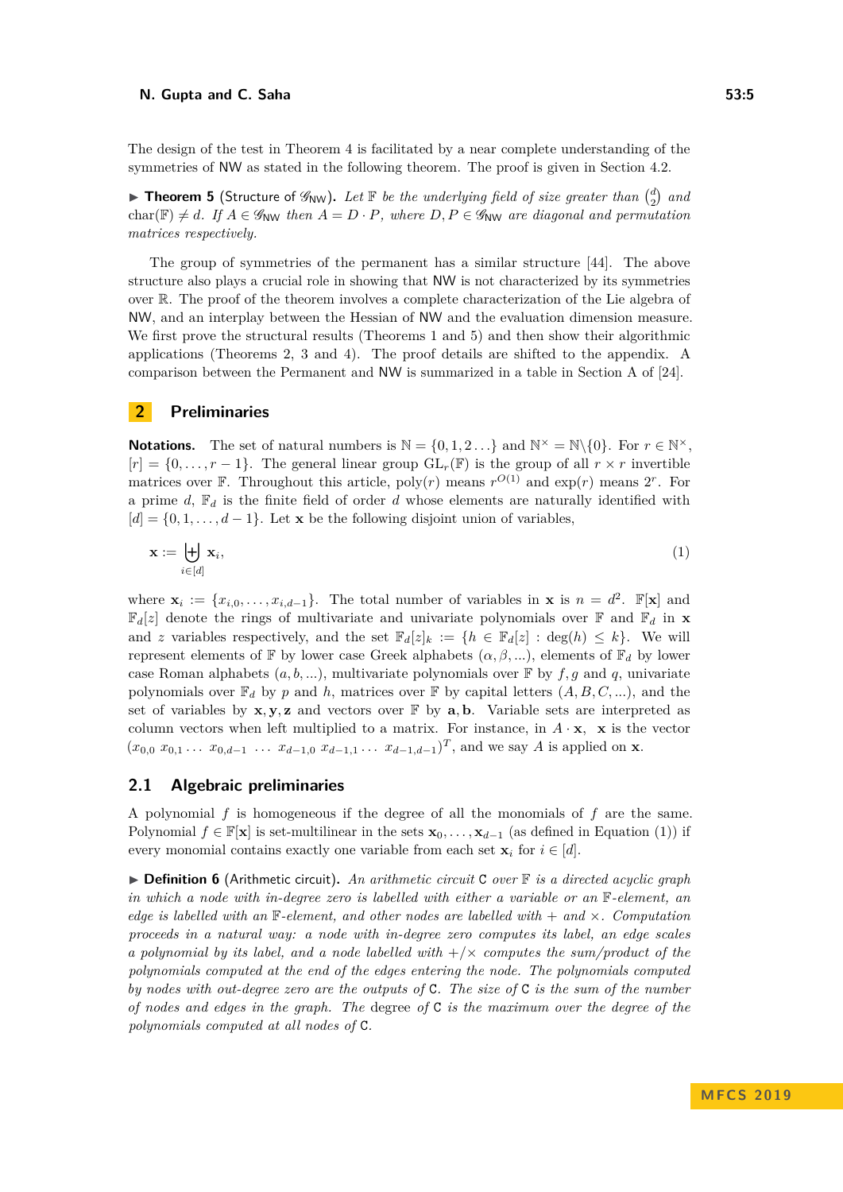The design of the test in Theorem 4 is facilitated by a near complete understanding of the symmetries of NW as stated in the following theorem. The proof is given in Section 4.2.

▶ **Theorem 5** (Structure of $\mathscr{G}_{\mathsf{NW}}$). *Let $\mathbb{F}$ be the underlying field of size greater than $\binom{d}{2}$ and $\mathrm{char}(\mathbb{F}) \neq d$. If $A \in \mathscr{G}_{\mathsf{NW}}$ then $A = D \cdot P$, where $D, P \in \mathscr{G}_{\mathsf{NW}}$ are diagonal and permutation matrices respectively.*

The group of symmetries of the permanent has a similar structure [44]. The above structure also plays a crucial role in showing that NW is not characterized by its symmetries over $\mathbb{R}$. The proof of the theorem involves a complete characterization of the Lie algebra of NW, and an interplay between the Hessian of NW and the evaluation dimension measure. We first prove the structural results (Theorems 1 and 5) and then show their algorithmic applications (Theorems 2, 3 and 4). The proof details are shifted to the appendix. A comparison between the Permanent and NW is summarized in a table in Section A of [24].

## 2 Preliminaries

**Notations.** The set of natural numbers is $\mathbb{N} = \{0, 1, 2 \ldots\}$ and $\mathbb{N}^{\times} = \mathbb{N} \backslash \{0\}$. For $r \in \mathbb{N}^{\times}$, $[r] = \{0, \ldots, r-1\}$. The general linear group $\mathrm{GL}_r(\mathbb{F})$ is the group of all $r \times r$ invertible matrices over $\mathbb{F}$. Throughout this article, poly$(r)$ means $r^{O(1)}$ and $\exp(r)$ means $2^r$. For a prime $d$, $\mathbb{F}_d$ is the finite field of order $d$ whose elements are naturally identified with $[d] = \{0, 1, \ldots, d-1\}$. Let $\mathbf{x}$ be the following disjoint union of variables,

$$\mathbf{x} := \biguplus_{i \in [d]} \mathbf{x}_i, \tag{1}$$

where $\mathbf{x}_i := \{x_{i,0}, \ldots, x_{i,d-1}\}$. The total number of variables in $\mathbf{x}$ is $n = d^2$. $\mathbb{F}[\mathbf{x}]$ and $\mathbb{F}_d[z]$ denote the rings of multivariate and univariate polynomials over $\mathbb{F}$ and $\mathbb{F}_d$ in $\mathbf{x}$ and $z$ variables respectively, and the set $\mathbb{F}_d[z]_k := \{h \in \mathbb{F}_d[z] : \deg(h) \leq k\}$. We will represent elements of $\mathbb{F}$ by lower case Greek alphabets $(\alpha, \beta, \ldots)$, elements of $\mathbb{F}_d$ by lower case Roman alphabets $(a, b, \ldots)$, multivariate polynomials over $\mathbb{F}$ by $f, g$ and $q$, univariate polynomials over $\mathbb{F}_d$ by $p$ and $h$, matrices over $\mathbb{F}$ by capital letters $(A, B, C, \ldots)$, and the set of variables by $\mathbf{x}, \mathbf{y}, \mathbf{z}$ and vectors over $\mathbb{F}$ by $\mathbf{a}, \mathbf{b}$. Variable sets are interpreted as column vectors when left multiplied to a matrix. For instance, in $A \cdot \mathbf{x}$, $\mathbf{x}$ is the vector $(x_{0,0}\ x_{0,1} \ldots\ x_{0,d-1}\ \ldots\ x_{d-1,0}\ x_{d-1,1} \ldots\ x_{d-1,d-1})^T$, and we say $A$ is applied on $\mathbf{x}$.

### 2.1 Algebraic preliminaries

A polynomial $f$ is homogeneous if the degree of all the monomials of $f$ are the same. Polynomial $f \in \mathbb{F}[\mathbf{x}]$ is set-multilinear in the sets $\mathbf{x}_0, \ldots, \mathbf{x}_{d-1}$ (as defined in Equation (1)) if every monomial contains exactly one variable from each set $\mathbf{x}_i$ for $i \in [d]$.

▶ **Definition 6** (Arithmetic circuit). *An arithmetic circuit $\mathsf{C}$ over $\mathbb{F}$ is a directed acyclic graph in which a node with in-degree zero is labelled with either a variable or an $\mathbb{F}$-element, an edge is labelled with an $\mathbb{F}$-element, and other nodes are labelled with $+$ and $\times$. Computation proceeds in a natural way: a node with in-degree zero computes its label, an edge scales a polynomial by its label, and a node labelled with $+/\times$ computes the sum/product of the polynomials computed at the end of the edges entering the node. The polynomials computed by nodes with out-degree zero are the outputs of $\mathsf{C}$. The size of $\mathsf{C}$ is the sum of the number of nodes and edges in the graph. The degree of $\mathsf{C}$ is the maximum over the degree of the polynomials computed at all nodes of $\mathsf{C}$.*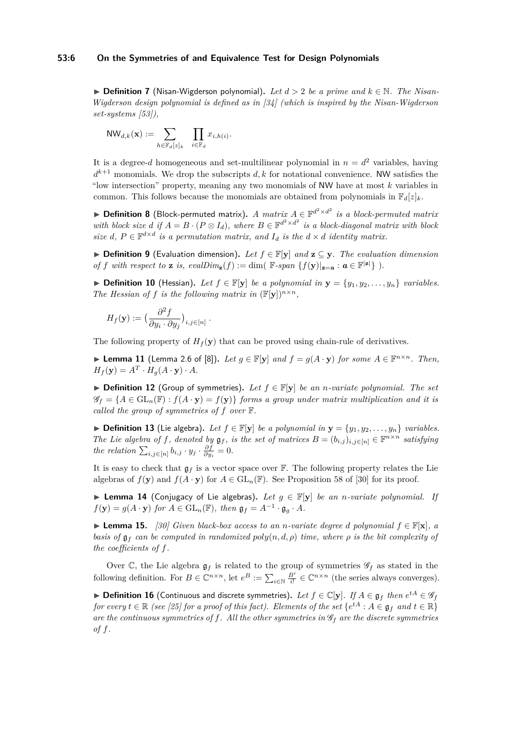▶ **Definition 7** (Nisan-Wigderson polynomial)**.** *Let $d > 2$ be a prime and $k \in \mathbb{N}$. The Nisan-Wigderson design polynomial is defined as in [34] (which is inspired by the Nisan-Wigderson set-systems [53]),*

$$\mathsf{NW}_{d,k}(\mathbf{x}) := \sum_{h \in \mathbb{F}_d[z]_k} \prod_{i \in \mathbb{F}_d} x_{i,h(i)}.$$

It is a degree-$d$ homogeneous and set-multilinear polynomial in $n = d^2$ variables, having $d^{k+1}$ monomials. We drop the subscripts $d, k$ for notational convenience. NW satisfies the "low intersection" property, meaning any two monomials of NW have at most $k$ variables in common. This follows because the monomials are obtained from polynomials in $\mathbb{F}_d[z]_k$.

▶ **Definition 8** (Block-permuted matrix)**.** *A matrix $A \in \mathbb{F}^{d^2 \times d^2}$ is a block-permuted matrix with block size $d$ if $A = B \cdot (P \otimes I_d)$, where $B \in \mathbb{F}^{d^2 \times d^2}$ is a block-diagonal matrix with block size $d$, $P \in \mathbb{F}^{d \times d}$ is a permutation matrix, and $I_d$ is the $d \times d$ identity matrix.*

▶ **Definition 9** (Evaluation dimension)**.** *Let $f \in \mathbb{F}[\mathbf{y}]$ and $\mathbf{z} \subseteq \mathbf{y}$. The evaluation dimension of $f$ with respect to $\mathbf{z}$ is, $evalDim_{\mathbf{z}}(f) := \dim(\ \mathbb{F}\text{-span}\ \{f(\mathbf{y})|_{\mathbf{z}=\mathbf{a}} : \boldsymbol{a} \in \mathbb{F}^{|\mathbf{z}|}\}\ )$.*

▶ **Definition 10** (Hessian)**.** *Let $f \in \mathbb{F}[\mathbf{y}]$ be a polynomial in $\mathbf{y} = \{y_1, y_2, \ldots, y_n\}$ variables. The Hessian of $f$ is the following matrix in $(\mathbb{F}[\mathbf{y}])^{n \times n}$,*

$$H_f(\mathbf{y}) := \big(\frac{\partial^2 f}{\partial y_i \cdot \partial y_j}\big)_{i,j \in [n]}\ .$$

The following property of $H_f(\mathbf{y})$ that can be proved using chain-rule of derivatives.

▶ **Lemma 11** (Lemma 2.6 of [8])**.** *Let $g \in \mathbb{F}[\mathbf{y}]$ and $f = g(A \cdot \mathbf{y})$ for some $A \in \mathbb{F}^{n \times n}$. Then, $H_f(\mathbf{y}) = A^T \cdot H_g(A \cdot \mathbf{y}) \cdot A$.*

▶ **Definition 12** (Group of symmetries)**.** *Let $f \in \mathbb{F}[\mathbf{y}]$ be an $n$-variate polynomial. The set $\mathscr{G}_f = \{A \in \mathrm{GL}_n(\mathbb{F}) : f(A \cdot \mathbf{y}) = f(\mathbf{y})\}$ forms a group under matrix multiplication and it is called the group of symmetries of $f$ over $\mathbb{F}$.*

▶ **Definition 13** (Lie algebra)**.** *Let $f \in \mathbb{F}[\mathbf{y}]$ be a polynomial in $\mathbf{y} = \{y_1, y_2, \ldots, y_n\}$ variables. The Lie algebra of $f$, denoted by $\mathfrak{g}_f$, is the set of matrices $B = (b_{i,j})_{i,j \in [n]} \in \mathbb{F}^{n \times n}$ satisfying the relation $\sum_{i,j \in [n]} b_{i,j} \cdot y_j \cdot \frac{\partial f}{\partial y_i} = 0$.*

It is easy to check that $\mathfrak{g}_f$ is a vector space over $\mathbb{F}$. The following property relates the Lie algebras of $f(\mathbf{y})$ and $f(A \cdot \mathbf{y})$ for $A \in \mathrm{GL}_n(\mathbb{F})$. See Proposition 58 of [30] for its proof.

▶ **Lemma 14** (Conjugacy of Lie algebras)**.** *Let $g \in \mathbb{F}[\mathbf{y}]$ be an $n$-variate polynomial. If $f(\mathbf{y}) = g(A \cdot \mathbf{y})$ for $A \in \mathrm{GL}_n(\mathbb{F})$, then $\mathfrak{g}_f = A^{-1} \cdot \mathfrak{g}_g \cdot A$.*

▶ **Lemma 15.** *[30] Given black-box access to an $n$-variate degree $d$ polynomial $f \in \mathbb{F}[\mathbf{x}]$, a basis of $\mathfrak{g}_f$ can be computed in randomized $poly(n, d, \rho)$ time, where $\rho$ is the bit complexity of the coefficients of $f$.*

Over $\mathbb{C}$, the Lie algebra $\mathfrak{g}_f$ is related to the group of symmetries $\mathscr{G}_f$ as stated in the following definition. For $B \in \mathbb{C}^{n \times n}$, let $e^B := \sum_{i \in \mathbb{N}} \frac{B^i}{i!} \in \mathbb{C}^{n \times n}$ (the series always converges).

▶ **Definition 16** (Continuous and discrete symmetries)**.** *Let $f \in \mathbb{C}[\mathbf{y}]$. If $A \in \mathfrak{g}_f$ then $e^{tA} \in \mathscr{G}_f$ for every $t \in \mathbb{R}$ (see [25] for a proof of this fact). Elements of the set $\{e^{tA} : A \in \mathfrak{g}_f \text{ and } t \in \mathbb{R}\}$ are the continuous symmetries of $f$. All the other symmetries in $\mathscr{G}_f$ are the discrete symmetries of $f$.*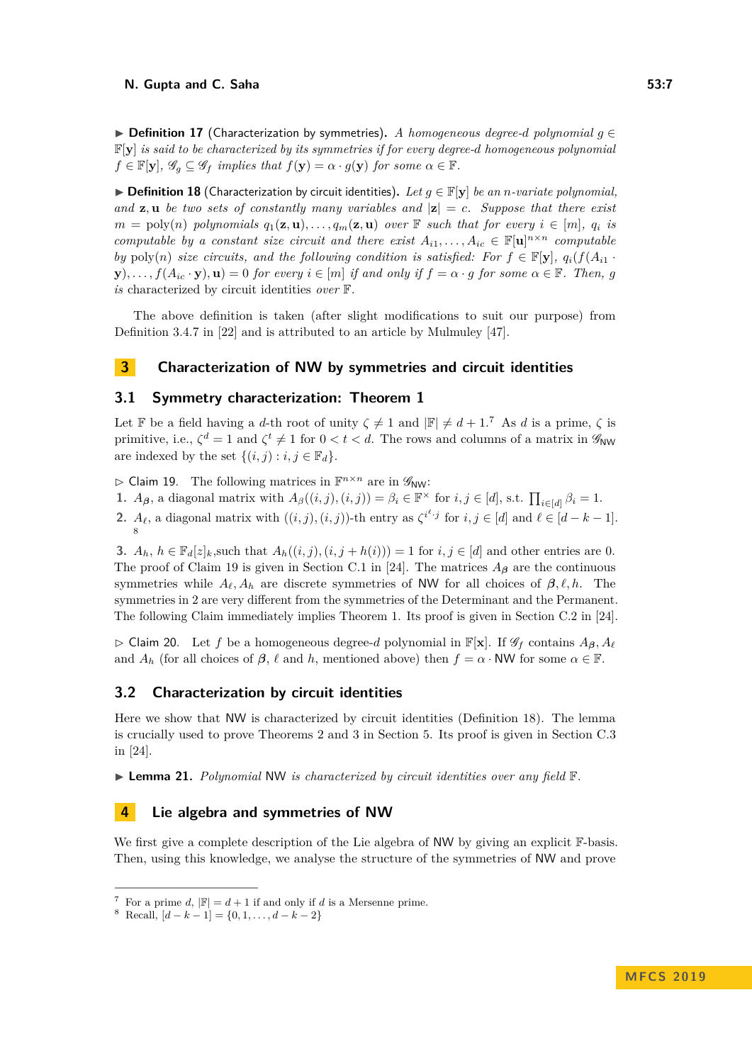▶ **Definition 17** (Characterization by symmetries). *A homogeneous degree-$d$ polynomial $g \in \mathbb{F}[\mathbf{y}]$ is said to be characterized by its symmetries if for every degree-$d$ homogeneous polynomial $f \in \mathbb{F}[\mathbf{y}]$, $\mathscr{G}_g \subseteq \mathscr{G}_f$ implies that $f(\mathbf{y}) = \alpha \cdot g(\mathbf{y})$ for some $\alpha \in \mathbb{F}$.*

▶ **Definition 18** (Characterization by circuit identities). *Let $g \in \mathbb{F}[\mathbf{y}]$ be an $n$-variate polynomial, and $\mathbf{z}, \mathbf{u}$ be two sets of constantly many variables and $|\mathbf{z}| = c$. Suppose that there exist $m = \text{poly}(n)$ polynomials $q_1(\mathbf{z}, \mathbf{u}), \ldots, q_m(\mathbf{z}, \mathbf{u})$ over $\mathbb{F}$ such that for every $i \in [m]$, $q_i$ is computable by a constant size circuit and there exist $A_{i1}, \ldots, A_{ic} \in \mathbb{F}[\mathbf{u}]^{n \times n}$ computable by $\text{poly}(n)$ size circuits, and the following condition is satisfied: For $f \in \mathbb{F}[\mathbf{y}]$, $q_i(f(A_{i1} \cdot \mathbf{y}), \ldots, f(A_{ic} \cdot \mathbf{y}), \mathbf{u}) = 0$ for every $i \in [m]$ if and only if $f = \alpha \cdot g$ for some $\alpha \in \mathbb{F}$. Then, $g$ is* characterized by circuit identities *over $\mathbb{F}$.*

The above definition is taken (after slight modifications to suit our purpose) from Definition 3.4.7 in [22] and is attributed to an article by Mulmuley [47].

# 3 Characterization of NW by symmetries and circuit identities

## 3.1 Symmetry characterization: Theorem 1

Let $\mathbb{F}$ be a field having a $d$-th root of unity $\zeta \neq 1$ and $|\mathbb{F}| \neq d + 1$.[7] As $d$ is a prime, $\zeta$ is primitive, i.e., $\zeta^d = 1$ and $\zeta^t \neq 1$ for $0 < t < d$. The rows and columns of a matrix in $\mathscr{G}_{\mathsf{NW}}$ are indexed by the set $\{(i,j) : i, j \in \mathbb{F}_d\}$.

▷ Claim 19. The following matrices in $\mathbb{F}^{n \times n}$ are in $\mathscr{G}_{\mathsf{NW}}$:

1. $A_{\boldsymbol{\beta}}$, a diagonal matrix with $A_{\boldsymbol{\beta}}((i,j),(i,j)) = \beta_i \in \mathbb{F}^{\times}$ for $i, j \in [d]$, s.t. $\prod_{i \in [d]} \beta_i = 1$.
2. $A_\ell$, a diagonal matrix with $((i,j),(i,j))$-th entry as $\zeta^{i^\ell \cdot j}$ for $i, j \in [d]$ and $\ell \in [d-k-1]$.[8]
3. $A_h$, $h \in \mathbb{F}_d[z]_k$,such that $A_h((i,j),(i,j+h(i))) = 1$ for $i, j \in [d]$ and other entries are 0.

The proof of Claim 19 is given in Section C.1 in [24]. The matrices $A_{\boldsymbol{\beta}}$ are the continuous symmetries while $A_\ell, A_h$ are discrete symmetries of NW for all choices of $\boldsymbol{\beta}, \ell, h$. The symmetries in 2 are very different from the symmetries of the Determinant and the Permanent. The following Claim immediately implies Theorem 1. Its proof is given in Section C.2 in [24].

▷ Claim 20. Let $f$ be a homogeneous degree-$d$ polynomial in $\mathbb{F}[\mathbf{x}]$. If $\mathscr{G}_f$ contains $A_{\boldsymbol{\beta}}, A_\ell$ and $A_h$ (for all choices of $\boldsymbol{\beta}$, $\ell$ and $h$, mentioned above) then $f = \alpha \cdot \mathsf{NW}$ for some $\alpha \in \mathbb{F}$.

## 3.2 Characterization by circuit identities

Here we show that NW is characterized by circuit identities (Definition 18). The lemma is crucially used to prove Theorems 2 and 3 in Section 5. Its proof is given in Section C.3 in [24].

▶ **Lemma 21.** *Polynomial* NW *is characterized by circuit identities over any field $\mathbb{F}$.*

# 4 Lie algebra and symmetries of NW

We first give a complete description of the Lie algebra of NW by giving an explicit $\mathbb{F}$-basis. Then, using this knowledge, we analyse the structure of the symmetries of NW and prove

---

[7] For a prime $d$, $|\mathbb{F}| = d + 1$ if and only if $d$ is a Mersenne prime.

[8] Recall, $[d-k-1] = \{0, 1, \ldots, d-k-2\}$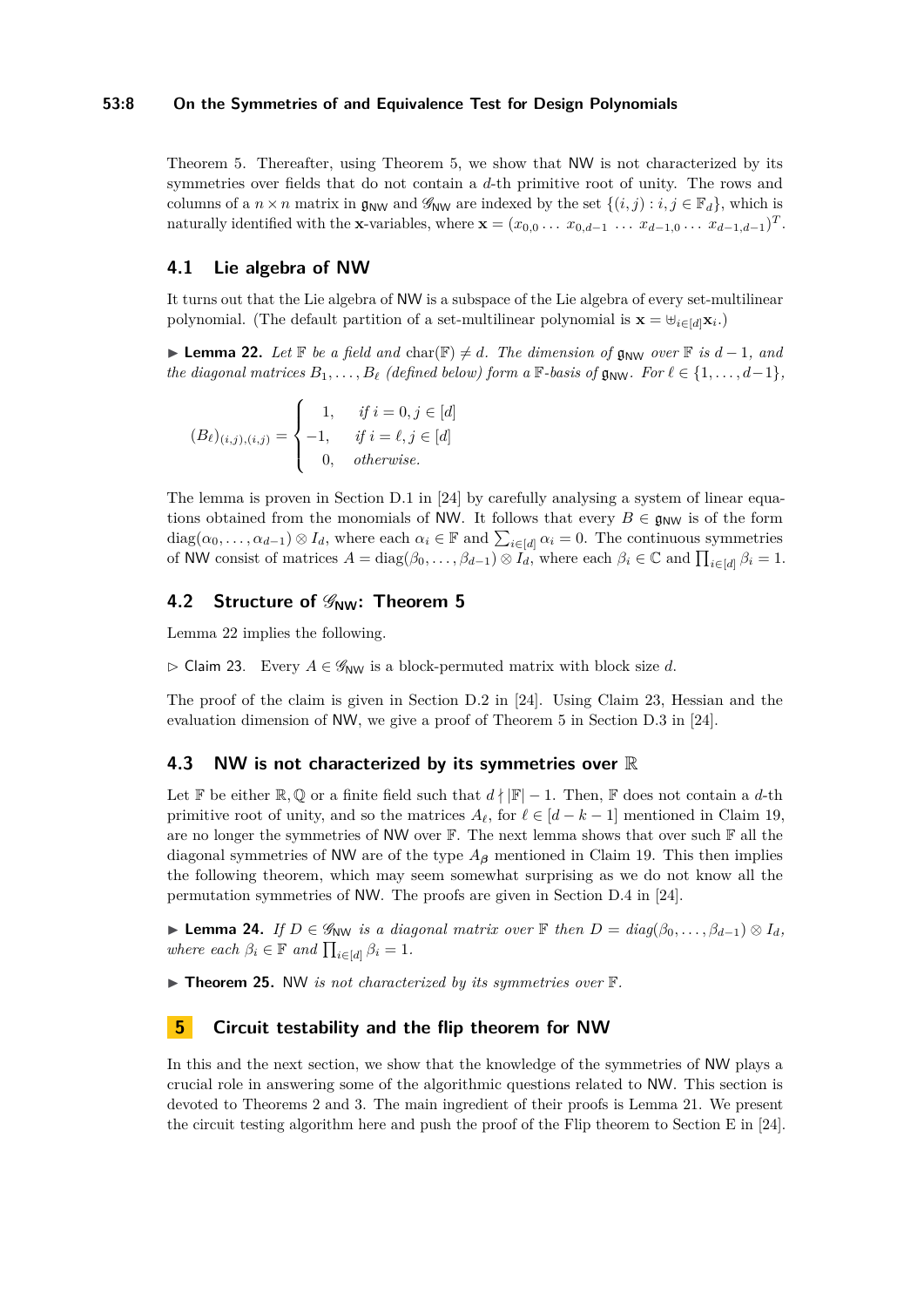Theorem 5. Thereafter, using Theorem 5, we show that NW is not characterized by its symmetries over fields that do not contain a $d$-th primitive root of unity. The rows and columns of a $n \times n$ matrix in $\mathfrak{g}_{\mathsf{NW}}$ and $\mathscr{G}_{\mathsf{NW}}$ are indexed by the set $\{(i,j) : i,j \in \mathbb{F}_d\}$, which is naturally identified with the $\mathbf{x}$-variables, where $\mathbf{x} = (x_{0,0} \dots x_{0,d-1} \dots x_{d-1,0} \dots x_{d-1,d-1})^T$.

## 4.1 Lie algebra of NW

It turns out that the Lie algebra of NW is a subspace of the Lie algebra of every set-multilinear polynomial. (The default partition of a set-multilinear polynomial is $\mathbf{x} = \uplus_{i \in [d]} \mathbf{x}_i$.)

▶ **Lemma 22.** *Let $\mathbb{F}$ be a field and $\mathrm{char}(\mathbb{F}) \neq d$. The dimension of $\mathfrak{g}_{\mathsf{NW}}$ over $\mathbb{F}$ is $d-1$, and the diagonal matrices $B_1, \dots, B_\ell$ (defined below) form a $\mathbb{F}$-basis of $\mathfrak{g}_{\mathsf{NW}}$. For $\ell \in \{1, \dots, d-1\}$,*

$$(B_\ell)_{(i,j),(i,j)} = \begin{cases} 1, & \text{if } i = 0, j \in [d] \\ -1, & \text{if } i = \ell, j \in [d] \\ 0, & \text{otherwise.} \end{cases}$$

The lemma is proven in Section D.1 in [24] by carefully analysing a system of linear equations obtained from the monomials of NW. It follows that every $B \in \mathfrak{g}_{\mathsf{NW}}$ is of the form $\mathrm{diag}(\alpha_0, \dots, \alpha_{d-1}) \otimes I_d$, where each $\alpha_i \in \mathbb{F}$ and $\sum_{i \in [d]} \alpha_i = 0$. The continuous symmetries of NW consist of matrices $A = \mathrm{diag}(\beta_0, \dots, \beta_{d-1}) \otimes I_d$, where each $\beta_i \in \mathbb{C}$ and $\prod_{i \in [d]} \beta_i = 1$.

## 4.2 Structure of $\mathscr{G}_{\mathsf{NW}}$: Theorem 5

Lemma 22 implies the following.

▷ Claim 23. Every $A \in \mathscr{G}_{\mathsf{NW}}$ is a block-permuted matrix with block size $d$.

The proof of the claim is given in Section D.2 in [24]. Using Claim 23, Hessian and the evaluation dimension of NW, we give a proof of Theorem 5 in Section D.3 in [24].

## 4.3 NW is not characterized by its symmetries over $\mathbb{R}$

Let $\mathbb{F}$ be either $\mathbb{R}, \mathbb{Q}$ or a finite field such that $d \nmid |\mathbb{F}| - 1$. Then, $\mathbb{F}$ does not contain a $d$-th primitive root of unity, and so the matrices $A_\ell$, for $\ell \in [d-k-1]$ mentioned in Claim 19, are no longer the symmetries of NW over $\mathbb{F}$. The next lemma shows that over such $\mathbb{F}$ all the diagonal symmetries of NW are of the type $A_{\boldsymbol{\beta}}$ mentioned in Claim 19. This then implies the following theorem, which may seem somewhat surprising as we do not know all the permutation symmetries of NW. The proofs are given in Section D.4 in [24].

▶ **Lemma 24.** *If $D \in \mathscr{G}_{\mathsf{NW}}$ is a diagonal matrix over $\mathbb{F}$ then $D = diag(\beta_0, \dots, \beta_{d-1}) \otimes I_d$, where each $\beta_i \in \mathbb{F}$ and $\prod_{i \in [d]} \beta_i = 1$.*

▶ **Theorem 25.** NW *is not characterized by its symmetries over* $\mathbb{F}$.

# 5 Circuit testability and the flip theorem for NW

In this and the next section, we show that the knowledge of the symmetries of NW plays a crucial role in answering some of the algorithmic questions related to NW. This section is devoted to Theorems 2 and 3. The main ingredient of their proofs is Lemma 21. We present the circuit testing algorithm here and push the proof of the Flip theorem to Section E in [24].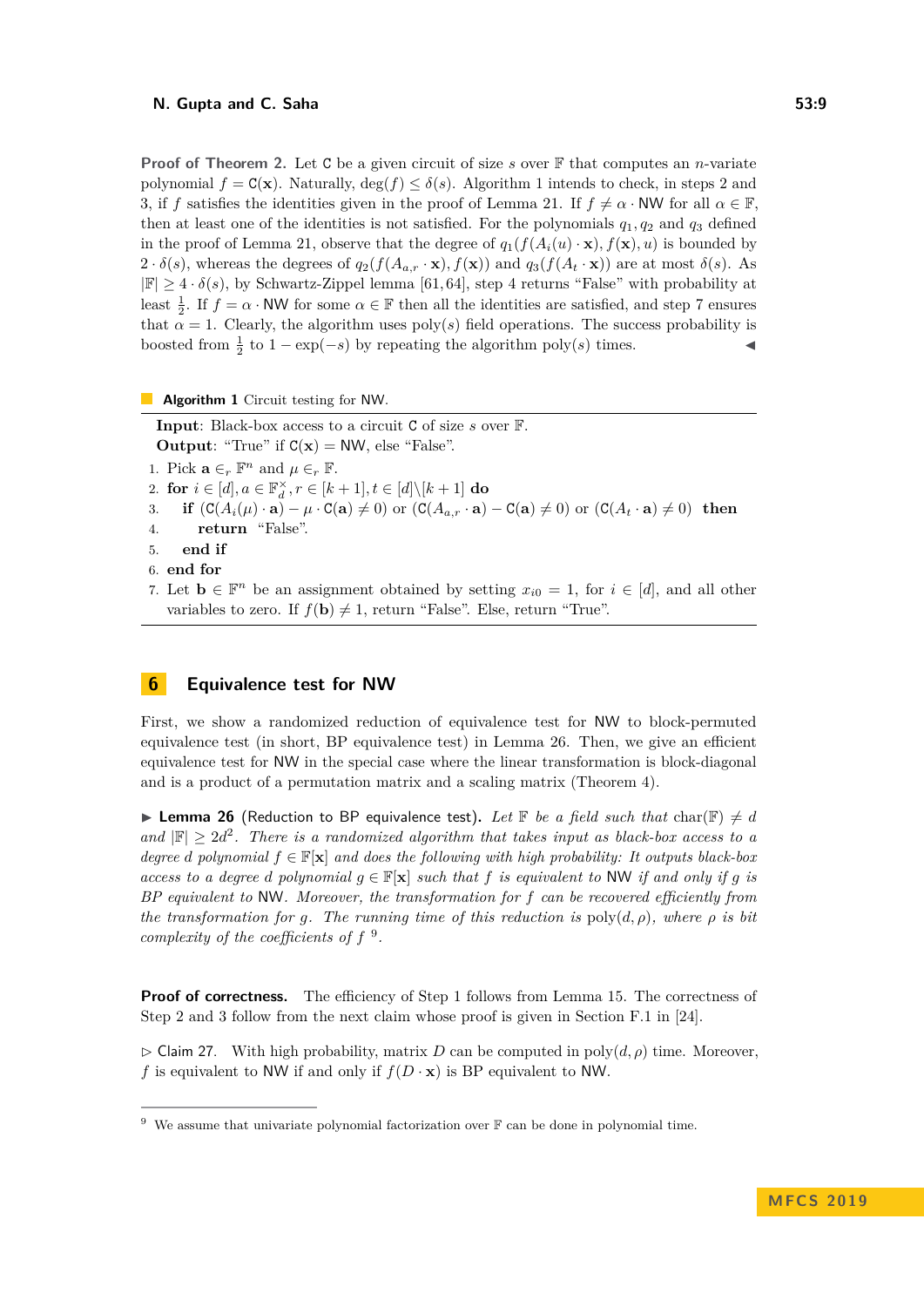**Proof of Theorem 2.** Let $\mathsf{C}$ be a given circuit of size $s$ over $\mathbb{F}$ that computes an $n$-variate polynomial $f = \mathsf{C}(\mathbf{x})$. Naturally, $\deg(f) \leq \delta(s)$. Algorithm 1 intends to check, in steps 2 and 3, if $f$ satisfies the identities given in the proof of Lemma 21. If $f \neq \alpha \cdot \mathsf{NW}$ for all $\alpha \in \mathbb{F}$, then at least one of the identities is not satisfied. For the polynomials $q_1, q_2$ and $q_3$ defined in the proof of Lemma 21, observe that the degree of $q_1(f(A_i(u) \cdot \mathbf{x}), f(\mathbf{x}), u)$ is bounded by $2 \cdot \delta(s)$, whereas the degrees of $q_2(f(A_{a,r} \cdot \mathbf{x}), f(\mathbf{x}))$ and $q_3(f(A_t \cdot \mathbf{x}))$ are at most $\delta(s)$. As $|\mathbb{F}| \geq 4 \cdot \delta(s)$, by Schwartz-Zippel lemma [61, 64], step 4 returns "False" with probability at least $\frac{1}{2}$. If $f = \alpha \cdot \mathsf{NW}$ for some $\alpha \in \mathbb{F}$ then all the identities are satisfied, and step 7 ensures that $\alpha = 1$. Clearly, the algorithm uses $\mathrm{poly}(s)$ field operations. The success probability is boosted from $\frac{1}{2}$ to $1 - \exp(-s)$ by repeating the algorithm $\mathrm{poly}(s)$ times. ◀

**Algorithm 1** Circuit testing for NW.

**Input**: Black-box access to a circuit $\mathsf{C}$ of size $s$ over $\mathbb{F}$.
**Output**: "True" if $\mathsf{C}(\mathbf{x}) = \mathsf{NW}$, else "False".

1. Pick $\mathbf{a} \in_r \mathbb{F}^n$ and $\mu \in_r \mathbb{F}$.
2. **for** $i \in [d], a \in \mathbb{F}_d^\times, r \in [k+1], t \in [d] \backslash [k+1]$ **do**
3. &nbsp;&nbsp;&nbsp;&nbsp;**if** $(\mathsf{C}(A_i(\mu) \cdot \mathbf{a}) - \mu \cdot \mathsf{C}(\mathbf{a}) \neq 0)$ or $(\mathsf{C}(A_{a,r} \cdot \mathbf{a}) - \mathsf{C}(\mathbf{a}) \neq 0)$ or $(\mathsf{C}(A_t \cdot \mathbf{a}) \neq 0)$ **then**
4. &nbsp;&nbsp;&nbsp;&nbsp;&nbsp;&nbsp;&nbsp;&nbsp;**return** "False".
5. &nbsp;&nbsp;&nbsp;&nbsp;**end if**
6. **end for**
7. Let $\mathbf{b} \in \mathbb{F}^n$ be an assignment obtained by setting $x_{i0} = 1$, for $i \in [d]$, and all other variables to zero. If $f(\mathbf{b}) \neq 1$, return "False". Else, return "True".

## 6 Equivalence test for NW

First, we show a randomized reduction of equivalence test for NW to block-permuted equivalence test (in short, BP equivalence test) in Lemma 26. Then, we give an efficient equivalence test for NW in the special case where the linear transformation is block-diagonal and is a product of a permutation matrix and a scaling matrix (Theorem 4).

▶ **Lemma 26** (Reduction to BP equivalence test). *Let $\mathbb{F}$ be a field such that $\mathrm{char}(\mathbb{F}) \neq d$ and $|\mathbb{F}| \geq 2d^2$. There is a randomized algorithm that takes input as black-box access to a degree $d$ polynomial $f \in \mathbb{F}[\mathbf{x}]$ and does the following with high probability: It outputs black-box access to a degree $d$ polynomial $g \in \mathbb{F}[\mathbf{x}]$ such that $f$ is equivalent to NW if and only if $g$ is BP equivalent to NW. Moreover, the transformation for $f$ can be recovered efficiently from the transformation for $g$. The running time of this reduction is $\mathrm{poly}(d, \rho)$, where $\rho$ is bit complexity of the coefficients of $f$* [9].

**Proof of correctness.** The efficiency of Step 1 follows from Lemma 15. The correctness of Step 2 and 3 follow from the next claim whose proof is given in Section F.1 in [24].

▷ Claim 27. With high probability, matrix $D$ can be computed in $\mathrm{poly}(d, \rho)$ time. Moreover, $f$ is equivalent to NW if and only if $f(D \cdot \mathbf{x})$ is BP equivalent to NW.

---

[9] We assume that univariate polynomial factorization over $\mathbb{F}$ can be done in polynomial time.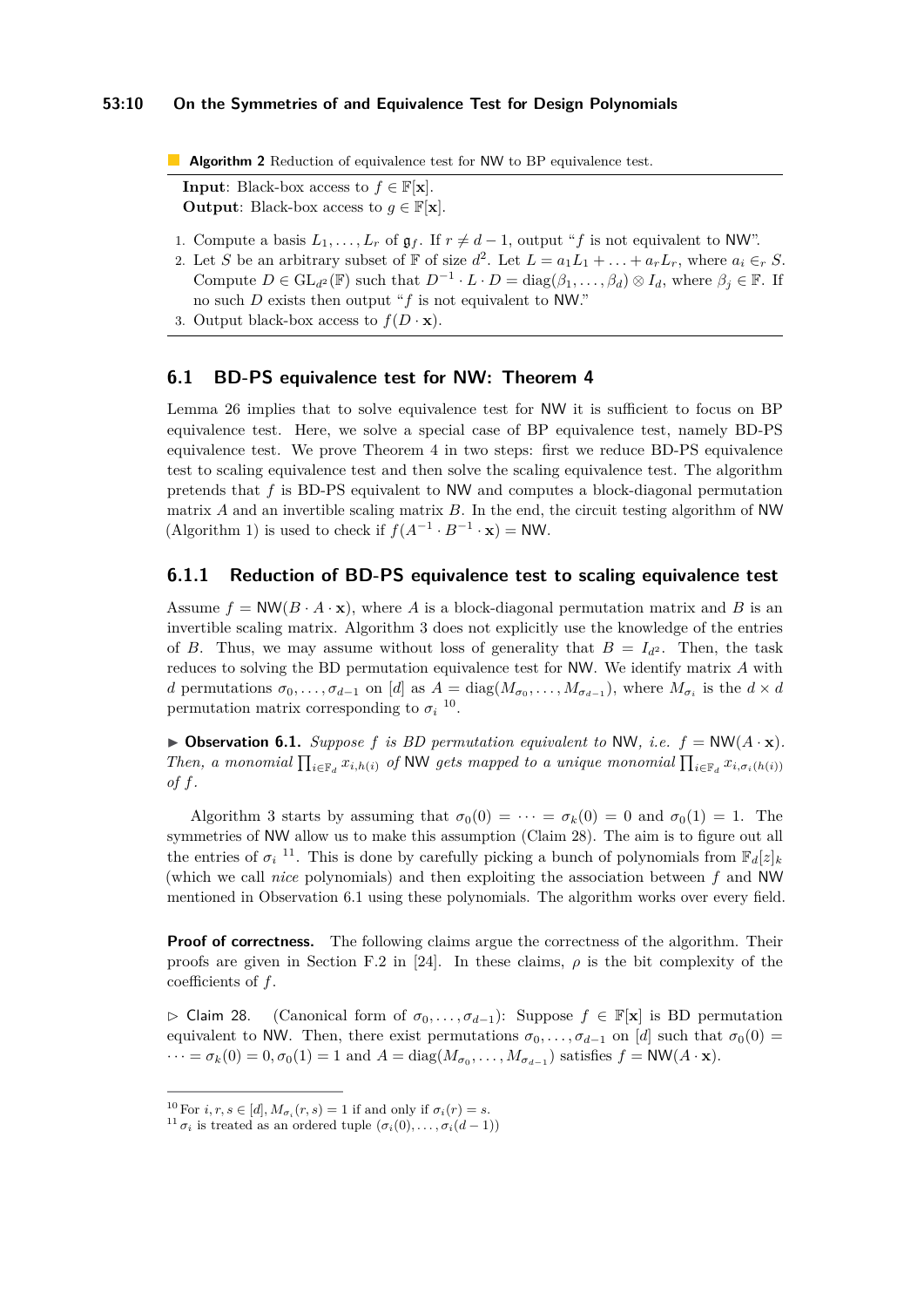**Algorithm 2** Reduction of equivalence test for NW to BP equivalence test.

**Input**: Black-box access to $f \in \mathbb{F}[\mathbf{x}]$.
**Output**: Black-box access to $g \in \mathbb{F}[\mathbf{x}]$.

1. Compute a basis $L_1, \ldots, L_r$ of $\mathfrak{g}_f$. If $r \neq d-1$, output "$f$ is not equivalent to NW".
2. Let $S$ be an arbitrary subset of $\mathbb{F}$ of size $d^2$. Let $L = a_1 L_1 + \ldots + a_r L_r$, where $a_i \in_r S$. Compute $D \in \mathrm{GL}_{d^2}(\mathbb{F})$ such that $D^{-1} \cdot L \cdot D = \mathrm{diag}(\beta_1, \ldots, \beta_d) \otimes I_d$, where $\beta_j \in \mathbb{F}$. If no such $D$ exists then output "$f$ is not equivalent to NW."
3. Output black-box access to $f(D \cdot \mathbf{x})$.

## 6.1 BD-PS equivalence test for NW: Theorem 4

Lemma 26 implies that to solve equivalence test for NW it is sufficient to focus on BP equivalence test. Here, we solve a special case of BP equivalence test, namely BD-PS equivalence test. We prove Theorem 4 in two steps: first we reduce BD-PS equivalence test to scaling equivalence test and then solve the scaling equivalence test. The algorithm pretends that $f$ is BD-PS equivalent to NW and computes a block-diagonal permutation matrix $A$ and an invertible scaling matrix $B$. In the end, the circuit testing algorithm of NW (Algorithm 1) is used to check if $f(A^{-1} \cdot B^{-1} \cdot \mathbf{x}) = \mathsf{NW}$.

### 6.1.1 Reduction of BD-PS equivalence test to scaling equivalence test

Assume $f = \mathsf{NW}(B \cdot A \cdot \mathbf{x})$, where $A$ is a block-diagonal permutation matrix and $B$ is an invertible scaling matrix. Algorithm 3 does not explicitly use the knowledge of the entries of $B$. Thus, we may assume without loss of generality that $B = I_{d^2}$. Then, the task reduces to solving the BD permutation equivalence test for NW. We identify matrix $A$ with $d$ permutations $\sigma_0, \ldots, \sigma_{d-1}$ on $[d]$ as $A = \mathrm{diag}(M_{\sigma_0}, \ldots, M_{\sigma_{d-1}})$, where $M_{\sigma_i}$ is the $d \times d$ permutation matrix corresponding to $\sigma_i$ [10].

▶ **Observation 6.1.** *Suppose $f$ is BD permutation equivalent to* NW*, i.e. $f = \mathsf{NW}(A \cdot \mathbf{x})$. Then, a monomial $\prod_{i \in \mathbb{F}_d} x_{i,h(i)}$ of* NW *gets mapped to a unique monomial $\prod_{i \in \mathbb{F}_d} x_{i,\sigma_i(h(i))}$ of $f$.*

Algorithm 3 starts by assuming that $\sigma_0(0) = \cdots = \sigma_k(0) = 0$ and $\sigma_0(1) = 1$. The symmetries of NW allow us to make this assumption (Claim 28). The aim is to figure out all the entries of $\sigma_i$ [11]. This is done by carefully picking a bunch of polynomials from $\mathbb{F}_d[z]_k$ (which we call *nice* polynomials) and then exploiting the association between $f$ and NW mentioned in Observation 6.1 using these polynomials. The algorithm works over every field.

**Proof of correctness.** The following claims argue the correctness of the algorithm. Their proofs are given in Section F.2 in [24]. In these claims, $\rho$ is the bit complexity of the coefficients of $f$.

▷ Claim 28. (Canonical form of $\sigma_0, \ldots, \sigma_{d-1}$): Suppose $f \in \mathbb{F}[\mathbf{x}]$ is BD permutation equivalent to NW. Then, there exist permutations $\sigma_0, \ldots, \sigma_{d-1}$ on $[d]$ such that $\sigma_0(0) = \cdots = \sigma_k(0) = 0, \sigma_0(1) = 1$ and $A = \mathrm{diag}(M_{\sigma_0}, \ldots, M_{\sigma_{d-1}})$ satisfies $f = \mathsf{NW}(A \cdot \mathbf{x})$.

---

[10] For $i, r, s \in [d]$, $M_{\sigma_i}(r, s) = 1$ if and only if $\sigma_i(r) = s$.

[11] $\sigma_i$ is treated as an ordered tuple $(\sigma_i(0), \ldots, \sigma_i(d-1))$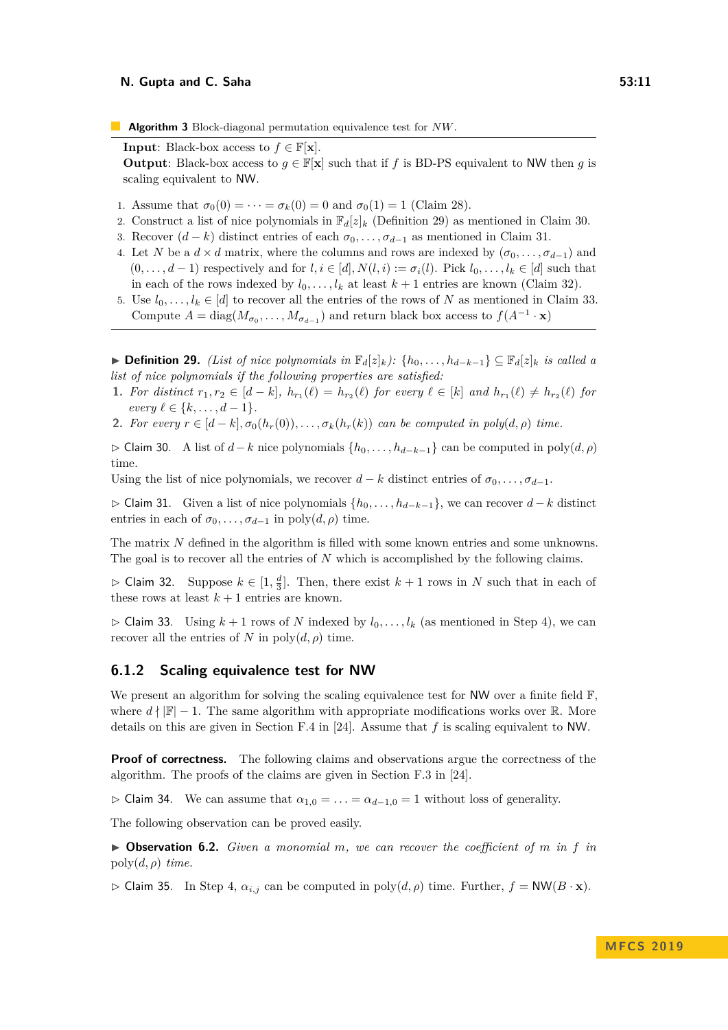**Algorithm 3** Block-diagonal permutation equivalence test for $NW$.

**Input**: Black-box access to $f \in \mathbb{F}[\mathbf{x}]$.
**Output**: Black-box access to $g \in \mathbb{F}[\mathbf{x}]$ such that if $f$ is BD-PS equivalent to NW then $g$ is scaling equivalent to NW.

1. Assume that $\sigma_0(0) = \cdots = \sigma_k(0) = 0$ and $\sigma_0(1) = 1$ (Claim 28).
2. Construct a list of nice polynomials in $\mathbb{F}_d[z]_k$ (Definition 29) as mentioned in Claim 30.
3. Recover $(d-k)$ distinct entries of each $\sigma_0, \ldots, \sigma_{d-1}$ as mentioned in Claim 31.
4. Let $N$ be a $d \times d$ matrix, where the columns and rows are indexed by $(\sigma_0, \ldots, \sigma_{d-1})$ and $(0, \ldots, d-1)$ respectively and for $l, i \in [d], N(l, i) := \sigma_i(l)$. Pick $l_0, \ldots, l_k \in [d]$ such that in each of the rows indexed by $l_0, \ldots, l_k$ at least $k+1$ entries are known (Claim 32).
5. Use $l_0, \ldots, l_k \in [d]$ to recover all the entries of the rows of $N$ as mentioned in Claim 33. Compute $A = \text{diag}(M_{\sigma_0}, \ldots, M_{\sigma_{d-1}})$ and return black box access to $f(A^{-1} \cdot \mathbf{x})$

▶ **Definition 29.** *(List of nice polynomials in $\mathbb{F}_d[z]_k$): $\{h_0, \ldots, h_{d-k-1}\} \subseteq \mathbb{F}_d[z]_k$ is called a list of nice polynomials if the following properties are satisfied:*

1. *For distinct $r_1, r_2 \in [d-k]$, $h_{r_1}(\ell) = h_{r_2}(\ell)$ for every $\ell \in [k]$ and $h_{r_1}(\ell) \neq h_{r_2}(\ell)$ for every $\ell \in \{k, \ldots, d-1\}$.*
2. *For every $r \in [d-k], \sigma_0(h_r(0)), \ldots, \sigma_k(h_r(k))$ can be computed in poly$(d, \rho)$ time.*

▷ Claim 30. A list of $d-k$ nice polynomials $\{h_0, \ldots, h_{d-k-1}\}$ can be computed in $\text{poly}(d, \rho)$ time.

Using the list of nice polynomials, we recover $d-k$ distinct entries of $\sigma_0, \ldots, \sigma_{d-1}$.

▷ Claim 31. Given a list of nice polynomials $\{h_0, \ldots, h_{d-k-1}\}$, we can recover $d-k$ distinct entries in each of $\sigma_0, \ldots, \sigma_{d-1}$ in $\text{poly}(d, \rho)$ time.

The matrix $N$ defined in the algorithm is filled with some known entries and some unknowns. The goal is to recover all the entries of $N$ which is accomplished by the following claims.

▷ Claim 32. Suppose $k \in [1, \frac{d}{3}]$. Then, there exist $k+1$ rows in $N$ such that in each of these rows at least $k+1$ entries are known.

▷ Claim 33. Using $k+1$ rows of $N$ indexed by $l_0, \ldots, l_k$ (as mentioned in Step 4), we can recover all the entries of $N$ in $\text{poly}(d, \rho)$ time.

### 6.1.2 Scaling equivalence test for NW

We present an algorithm for solving the scaling equivalence test for NW over a finite field $\mathbb{F}$, where $d \nmid |\mathbb{F}| - 1$. The same algorithm with appropriate modifications works over $\mathbb{R}$. More details on this are given in Section F.4 in [24]. Assume that $f$ is scaling equivalent to NW.

**Proof of correctness.** The following claims and observations argue the correctness of the algorithm. The proofs of the claims are given in Section F.3 in [24].

▷ Claim 34. We can assume that $\alpha_{1,0} = \ldots = \alpha_{d-1,0} = 1$ without loss of generality.

The following observation can be proved easily.

▶ **Observation 6.2.** *Given a monomial $m$, we can recover the coefficient of $m$ in $f$ in* $\text{poly}(d, \rho)$ *time.*

▷ Claim 35. In Step 4, $\alpha_{i,j}$ can be computed in $\text{poly}(d, \rho)$ time. Further, $f = \text{NW}(B \cdot \mathbf{x})$.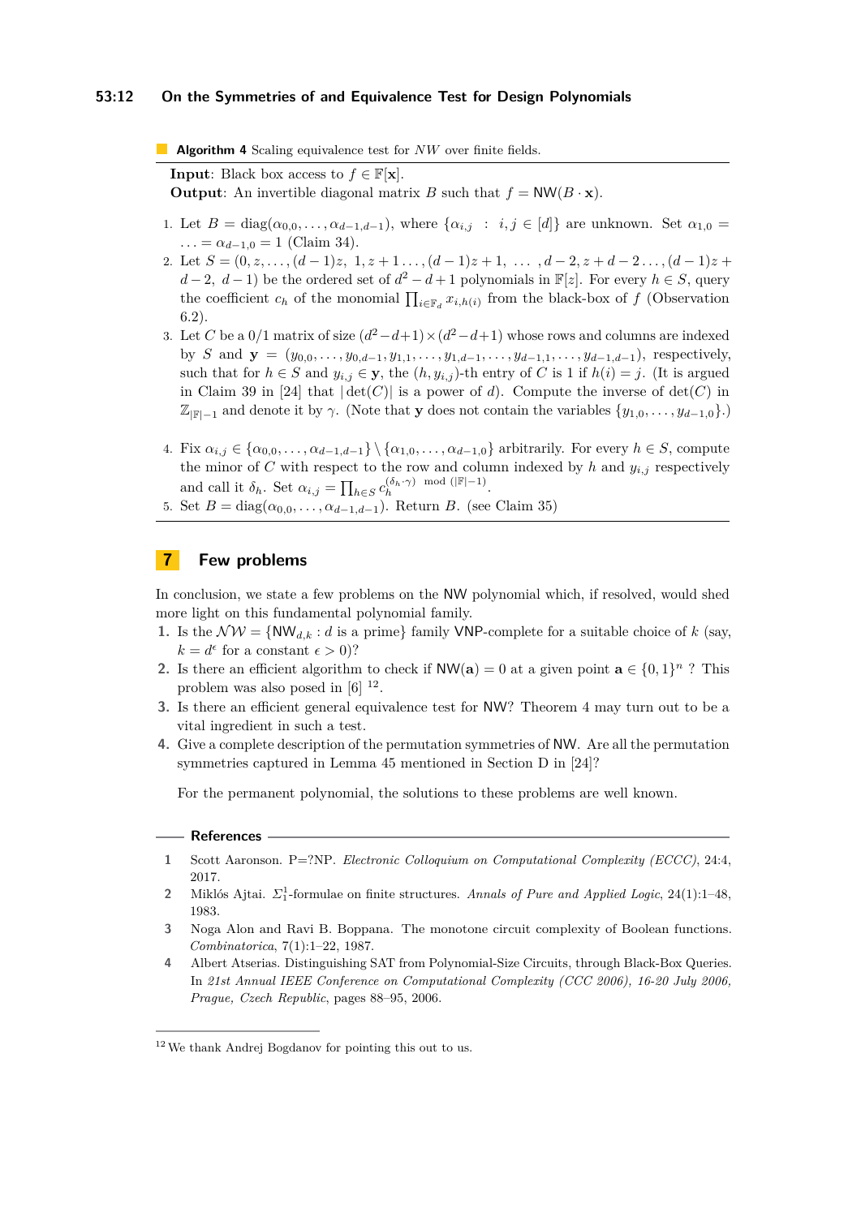**Algorithm 4** Scaling equivalence test for $NW$ over finite fields.

**Input**: Black box access to $f \in \mathbb{F}[\mathbf{x}]$.
**Output**: An invertible diagonal matrix $B$ such that $f = \mathsf{NW}(B \cdot \mathbf{x})$.

1. Let $B = \text{diag}(\alpha_{0,0}, \ldots, \alpha_{d-1,d-1})$, where $\{\alpha_{i,j} \ : \ i,j \in [d]\}$ are unknown. Set $\alpha_{1,0} = \ldots = \alpha_{d-1,0} = 1$ (Claim 34).
2. Let $S = (0, z, \ldots, (d-1)z,\ 1, z+1 \ldots, (d-1)z+1,\ \ldots\ , d-2, z+d-2 \ldots, (d-1)z + d-2,\ d-1)$ be the ordered set of $d^2 - d + 1$ polynomials in $\mathbb{F}[z]$. For every $h \in S$, query the coefficient $c_h$ of the monomial $\prod_{i \in \mathbb{F}_d} x_{i,h(i)}$ from the black-box of $f$ (Observation 6.2).
3. Let $C$ be a 0/1 matrix of size $(d^2-d+1) \times (d^2-d+1)$ whose rows and columns are indexed by $S$ and $\mathbf{y} = (y_{0,0}, \ldots, y_{0,d-1}, y_{1,1}, \ldots, y_{1,d-1}, \ldots, y_{d-1,1}, \ldots, y_{d-1,d-1})$, respectively, such that for $h \in S$ and $y_{i,j} \in \mathbf{y}$, the $(h, y_{i,j})$-th entry of $C$ is 1 if $h(i) = j$. (It is argued in Claim 39 in [24] that $|\det(C)|$ is a power of $d$). Compute the inverse of $\det(C)$ in $\mathbb{Z}_{|\mathbb{F}|-1}$ and denote it by $\gamma$. (Note that $\mathbf{y}$ does not contain the variables $\{y_{1,0}, \ldots, y_{d-1,0}\}$.)
4. Fix $\alpha_{i,j} \in \{\alpha_{0,0}, \ldots, \alpha_{d-1,d-1}\} \setminus \{\alpha_{1,0}, \ldots, \alpha_{d-1,0}\}$ arbitrarily. For every $h \in S$, compute the minor of $C$ with respect to the row and column indexed by $h$ and $y_{i,j}$ respectively and call it $\delta_h$. Set $\alpha_{i,j} = \prod_{h \in S} c_h^{(\delta_h \cdot \gamma) \mod (|\mathbb{F}|-1)}$.
5. Set $B = \text{diag}(\alpha_{0,0}, \ldots, \alpha_{d-1,d-1})$. Return $B$. (see Claim 35)

## 7 Few problems

In conclusion, we state a few problems on the NW polynomial which, if resolved, would shed more light on this fundamental polynomial family.

1. Is the $\mathcal{NW} = \{\mathsf{NW}_{d,k} : d \text{ is a prime}\}$ family VNP-complete for a suitable choice of $k$ (say, $k = d^{\epsilon}$ for a constant $\epsilon > 0$)?
2. Is there an efficient algorithm to check if $\mathsf{NW}(\mathbf{a}) = 0$ at a given point $\mathbf{a} \in \{0,1\}^n$ ? This problem was also posed in [6] [12].
3. Is there an efficient general equivalence test for NW? Theorem 4 may turn out to be a vital ingredient in such a test.
4. Give a complete description of the permutation symmetries of NW. Are all the permutation symmetries captured in Lemma 45 mentioned in Section D in [24]?

For the permanent polynomial, the solutions to these problems are well known.

## References

1. Scott Aaronson. P=?NP. *Electronic Colloquium on Computational Complexity (ECCC)*, 24:4, 2017.
2. Miklós Ajtai. $\Sigma_1^1$-formulae on finite structures. *Annals of Pure and Applied Logic*, 24(1):1–48, 1983.
3. Noga Alon and Ravi B. Boppana. The monotone circuit complexity of Boolean functions. *Combinatorica*, 7(1):1–22, 1987.
4. Albert Atserias. Distinguishing SAT from Polynomial-Size Circuits, through Black-Box Queries. In *21st Annual IEEE Conference on Computational Complexity (CCC 2006), 16-20 July 2006, Prague, Czech Republic*, pages 88–95, 2006.

[12] We thank Andrej Bogdanov for pointing this out to us.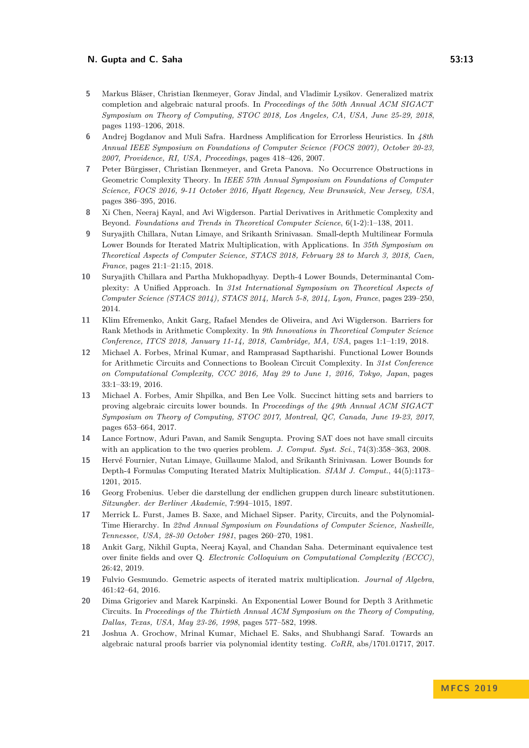5. Markus Bläser, Christian Ikenmeyer, Gorav Jindal, and Vladimir Lysikov. Generalized matrix completion and algebraic natural proofs. In *Proceedings of the 50th Annual ACM SIGACT Symposium on Theory of Computing, STOC 2018, Los Angeles, CA, USA, June 25-29, 2018*, pages 1193–1206, 2018.
6. Andrej Bogdanov and Muli Safra. Hardness Amplification for Errorless Heuristics. In *48th Annual IEEE Symposium on Foundations of Computer Science (FOCS 2007), October 20-23, 2007, Providence, RI, USA, Proceedings*, pages 418–426, 2007.
7. Peter Bürgisser, Christian Ikenmeyer, and Greta Panova. No Occurrence Obstructions in Geometric Complexity Theory. In *IEEE 57th Annual Symposium on Foundations of Computer Science, FOCS 2016, 9-11 October 2016, Hyatt Regency, New Brunswick, New Jersey, USA*, pages 386–395, 2016.
8. Xi Chen, Neeraj Kayal, and Avi Wigderson. Partial Derivatives in Arithmetic Complexity and Beyond. *Foundations and Trends in Theoretical Computer Science*, 6(1-2):1–138, 2011.
9. Suryajith Chillara, Nutan Limaye, and Srikanth Srinivasan. Small-depth Multilinear Formula Lower Bounds for Iterated Matrix Multiplication, with Applications. In *35th Symposium on Theoretical Aspects of Computer Science, STACS 2018, February 28 to March 3, 2018, Caen, France*, pages 21:1–21:15, 2018.
10. Suryajith Chillara and Partha Mukhopadhyay. Depth-4 Lower Bounds, Determinantal Complexity: A Unified Approach. In *31st International Symposium on Theoretical Aspects of Computer Science (STACS 2014), STACS 2014, March 5-8, 2014, Lyon, France*, pages 239–250, 2014.
11. Klim Efremenko, Ankit Garg, Rafael Mendes de Oliveira, and Avi Wigderson. Barriers for Rank Methods in Arithmetic Complexity. In *9th Innovations in Theoretical Computer Science Conference, ITCS 2018, January 11-14, 2018, Cambridge, MA, USA*, pages 1:1–1:19, 2018.
12. Michael A. Forbes, Mrinal Kumar, and Ramprasad Saptharishi. Functional Lower Bounds for Arithmetic Circuits and Connections to Boolean Circuit Complexity. In *31st Conference on Computational Complexity, CCC 2016, May 29 to June 1, 2016, Tokyo, Japan*, pages 33:1–33:19, 2016.
13. Michael A. Forbes, Amir Shpilka, and Ben Lee Volk. Succinct hitting sets and barriers to proving algebraic circuits lower bounds. In *Proceedings of the 49th Annual ACM SIGACT Symposium on Theory of Computing, STOC 2017, Montreal, QC, Canada, June 19-23, 2017*, pages 653–664, 2017.
14. Lance Fortnow, Aduri Pavan, and Samik Sengupta. Proving SAT does not have small circuits with an application to the two queries problem. *J. Comput. Syst. Sci.*, 74(3):358–363, 2008.
15. Hervé Fournier, Nutan Limaye, Guillaume Malod, and Srikanth Srinivasan. Lower Bounds for Depth-4 Formulas Computing Iterated Matrix Multiplication. *SIAM J. Comput.*, 44(5):1173–1201, 2015.
16. Georg Frobenius. Ueber die darstellung der endlichen gruppen durch linearc substitutionen. *Sitzungber. der Berliner Akademie*, 7:994–1015, 1897.
17. Merrick L. Furst, James B. Saxe, and Michael Sipser. Parity, Circuits, and the Polynomial-Time Hierarchy. In *22nd Annual Symposium on Foundations of Computer Science, Nashville, Tennessee, USA, 28-30 October 1981*, pages 260–270, 1981.
18. Ankit Garg, Nikhil Gupta, Neeraj Kayal, and Chandan Saha. Determinant equivalence test over finite fields and over Q. *Electronic Colloquium on Computational Complexity (ECCC)*, 26:42, 2019.
19. Fulvio Gesmundo. Gemetric aspects of iterated matrix multiplication. *Journal of Algebra*, 461:42–64, 2016.
20. Dima Grigoriev and Marek Karpinski. An Exponential Lower Bound for Depth 3 Arithmetic Circuits. In *Proceedings of the Thirtieth Annual ACM Symposium on the Theory of Computing, Dallas, Texas, USA, May 23-26, 1998*, pages 577–582, 1998.
21. Joshua A. Grochow, Mrinal Kumar, Michael E. Saks, and Shubhangi Saraf. Towards an algebraic natural proofs barrier via polynomial identity testing. *CoRR*, abs/1701.01717, 2017.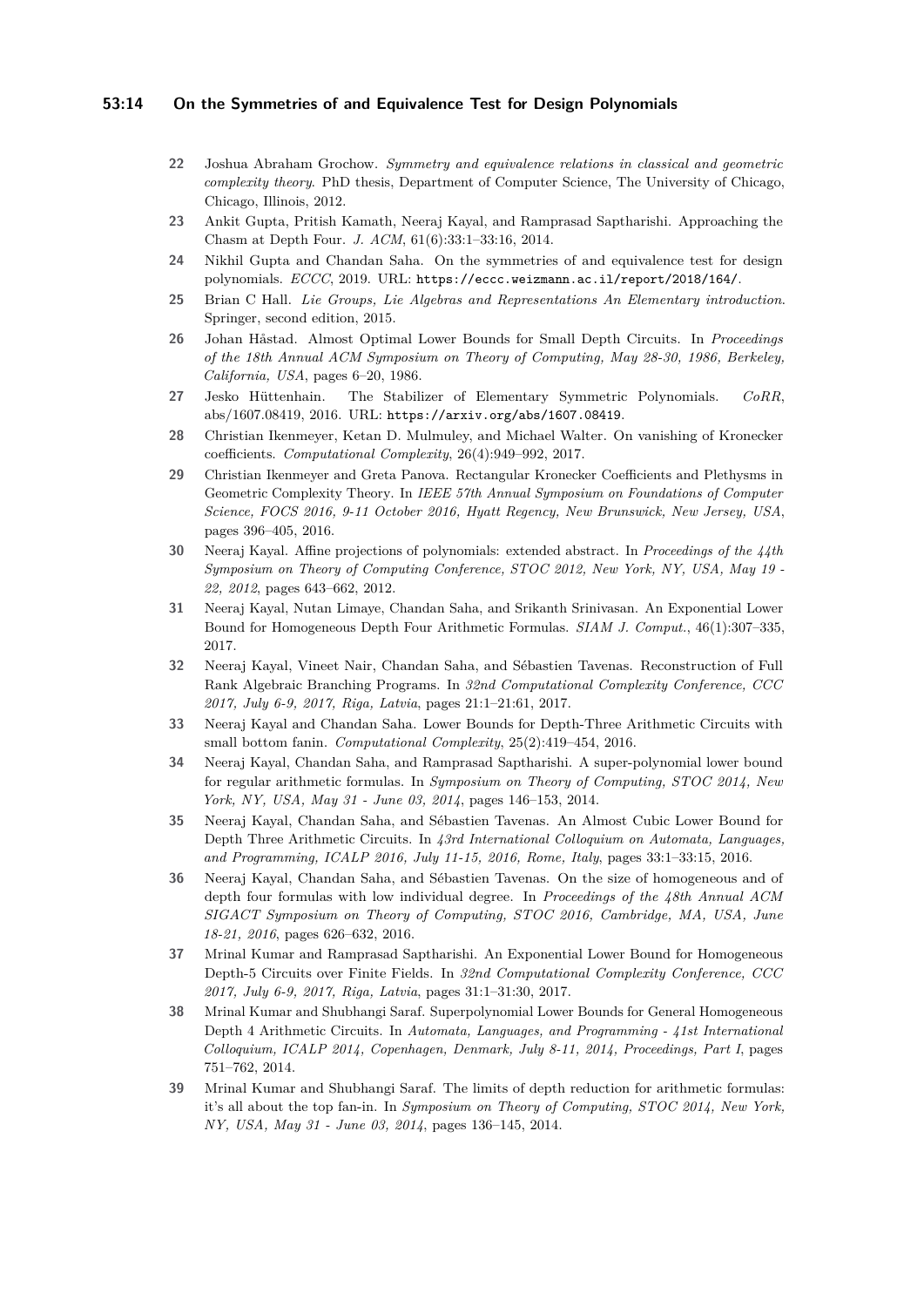22 Joshua Abraham Grochow. *Symmetry and equivalence relations in classical and geometric complexity theory*. PhD thesis, Department of Computer Science, The University of Chicago, Chicago, Illinois, 2012.

23 Ankit Gupta, Pritish Kamath, Neeraj Kayal, and Ramprasad Saptharishi. Approaching the Chasm at Depth Four. *J. ACM*, 61(6):33:1–33:16, 2014.

24 Nikhil Gupta and Chandan Saha. On the symmetries of and equivalence test for design polynomials. *ECCC*, 2019. URL: `https://eccc.weizmann.ac.il/report/2018/164/`.

25 Brian C Hall. *Lie Groups, Lie Algebras and Representations An Elementary introduction*. Springer, second edition, 2015.

26 Johan Håstad. Almost Optimal Lower Bounds for Small Depth Circuits. In *Proceedings of the 18th Annual ACM Symposium on Theory of Computing, May 28-30, 1986, Berkeley, California, USA*, pages 6–20, 1986.

27 Jesko Hüttenhain. The Stabilizer of Elementary Symmetric Polynomials. *CoRR*, abs/1607.08419, 2016. URL: `https://arxiv.org/abs/1607.08419`.

28 Christian Ikenmeyer, Ketan D. Mulmuley, and Michael Walter. On vanishing of Kronecker coefficients. *Computational Complexity*, 26(4):949–992, 2017.

29 Christian Ikenmeyer and Greta Panova. Rectangular Kronecker Coefficients and Plethysms in Geometric Complexity Theory. In *IEEE 57th Annual Symposium on Foundations of Computer Science, FOCS 2016, 9-11 October 2016, Hyatt Regency, New Brunswick, New Jersey, USA*, pages 396–405, 2016.

30 Neeraj Kayal. Affine projections of polynomials: extended abstract. In *Proceedings of the 44th Symposium on Theory of Computing Conference, STOC 2012, New York, NY, USA, May 19 - 22, 2012*, pages 643–662, 2012.

31 Neeraj Kayal, Nutan Limaye, Chandan Saha, and Srikanth Srinivasan. An Exponential Lower Bound for Homogeneous Depth Four Arithmetic Formulas. *SIAM J. Comput.*, 46(1):307–335, 2017.

32 Neeraj Kayal, Vineet Nair, Chandan Saha, and Sébastien Tavenas. Reconstruction of Full Rank Algebraic Branching Programs. In *32nd Computational Complexity Conference, CCC 2017, July 6-9, 2017, Riga, Latvia*, pages 21:1–21:61, 2017.

33 Neeraj Kayal and Chandan Saha. Lower Bounds for Depth-Three Arithmetic Circuits with small bottom fanin. *Computational Complexity*, 25(2):419–454, 2016.

34 Neeraj Kayal, Chandan Saha, and Ramprasad Saptharishi. A super-polynomial lower bound for regular arithmetic formulas. In *Symposium on Theory of Computing, STOC 2014, New York, NY, USA, May 31 - June 03, 2014*, pages 146–153, 2014.

35 Neeraj Kayal, Chandan Saha, and Sébastien Tavenas. An Almost Cubic Lower Bound for Depth Three Arithmetic Circuits. In *43rd International Colloquium on Automata, Languages, and Programming, ICALP 2016, July 11-15, 2016, Rome, Italy*, pages 33:1–33:15, 2016.

36 Neeraj Kayal, Chandan Saha, and Sébastien Tavenas. On the size of homogeneous and of depth four formulas with low individual degree. In *Proceedings of the 48th Annual ACM SIGACT Symposium on Theory of Computing, STOC 2016, Cambridge, MA, USA, June 18-21, 2016*, pages 626–632, 2016.

37 Mrinal Kumar and Ramprasad Saptharishi. An Exponential Lower Bound for Homogeneous Depth-5 Circuits over Finite Fields. In *32nd Computational Complexity Conference, CCC 2017, July 6-9, 2017, Riga, Latvia*, pages 31:1–31:30, 2017.

38 Mrinal Kumar and Shubhangi Saraf. Superpolynomial Lower Bounds for General Homogeneous Depth 4 Arithmetic Circuits. In *Automata, Languages, and Programming - 41st International Colloquium, ICALP 2014, Copenhagen, Denmark, July 8-11, 2014, Proceedings, Part I*, pages 751–762, 2014.

39 Mrinal Kumar and Shubhangi Saraf. The limits of depth reduction for arithmetic formulas: it's all about the top fan-in. In *Symposium on Theory of Computing, STOC 2014, New York, NY, USA, May 31 - June 03, 2014*, pages 136–145, 2014.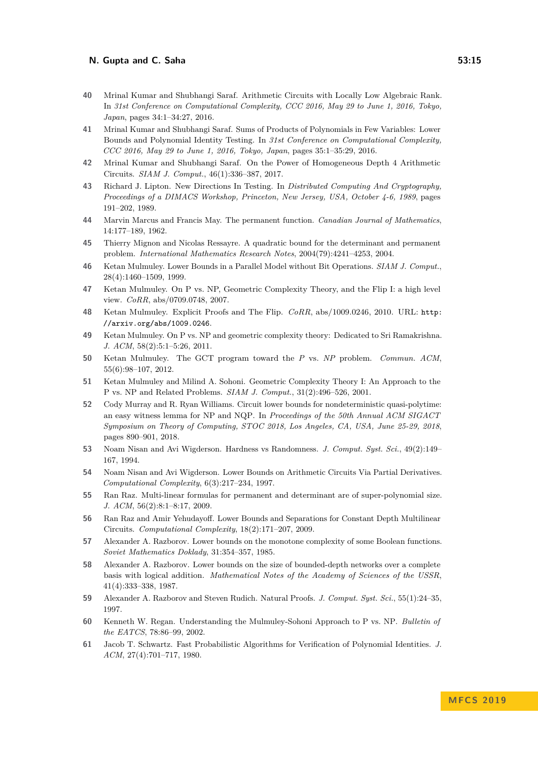40 Mrinal Kumar and Shubhangi Saraf. Arithmetic Circuits with Locally Low Algebraic Rank. In *31st Conference on Computational Complexity, CCC 2016, May 29 to June 1, 2016, Tokyo, Japan*, pages 34:1–34:27, 2016.

41 Mrinal Kumar and Shubhangi Saraf. Sums of Products of Polynomials in Few Variables: Lower Bounds and Polynomial Identity Testing. In *31st Conference on Computational Complexity, CCC 2016, May 29 to June 1, 2016, Tokyo, Japan*, pages 35:1–35:29, 2016.

42 Mrinal Kumar and Shubhangi Saraf. On the Power of Homogeneous Depth 4 Arithmetic Circuits. *SIAM J. Comput.*, 46(1):336–387, 2017.

43 Richard J. Lipton. New Directions In Testing. In *Distributed Computing And Cryptography, Proceedings of a DIMACS Workshop, Princeton, New Jersey, USA, October 4-6, 1989*, pages 191–202, 1989.

44 Marvin Marcus and Francis May. The permanent function. *Canadian Journal of Mathematics*, 14:177–189, 1962.

45 Thierry Mignon and Nicolas Ressayre. A quadratic bound for the determinant and permanent problem. *International Mathematics Research Notes*, 2004(79):4241–4253, 2004.

46 Ketan Mulmuley. Lower Bounds in a Parallel Model without Bit Operations. *SIAM J. Comput.*, 28(4):1460–1509, 1999.

47 Ketan Mulmuley. On P vs. NP, Geometric Complexity Theory, and the Flip I: a high level view. *CoRR*, abs/0709.0748, 2007.

48 Ketan Mulmuley. Explicit Proofs and The Flip. *CoRR*, abs/1009.0246, 2010. URL: `http://arxiv.org/abs/1009.0246`.

49 Ketan Mulmuley. On P vs. NP and geometric complexity theory: Dedicated to Sri Ramakrishna. *J. ACM*, 58(2):5:1–5:26, 2011.

50 Ketan Mulmuley. The GCT program toward the *P* vs. *NP* problem. *Commun. ACM*, 55(6):98–107, 2012.

51 Ketan Mulmuley and Milind A. Sohoni. Geometric Complexity Theory I: An Approach to the P vs. NP and Related Problems. *SIAM J. Comput.*, 31(2):496–526, 2001.

52 Cody Murray and R. Ryan Williams. Circuit lower bounds for nondeterministic quasi-polytime: an easy witness lemma for NP and NQP. In *Proceedings of the 50th Annual ACM SIGACT Symposium on Theory of Computing, STOC 2018, Los Angeles, CA, USA, June 25-29, 2018*, pages 890–901, 2018.

53 Noam Nisan and Avi Wigderson. Hardness vs Randomness. *J. Comput. Syst. Sci.*, 49(2):149–167, 1994.

54 Noam Nisan and Avi Wigderson. Lower Bounds on Arithmetic Circuits Via Partial Derivatives. *Computational Complexity*, 6(3):217–234, 1997.

55 Ran Raz. Multi-linear formulas for permanent and determinant are of super-polynomial size. *J. ACM*, 56(2):8:1–8:17, 2009.

56 Ran Raz and Amir Yehudayoff. Lower Bounds and Separations for Constant Depth Multilinear Circuits. *Computational Complexity*, 18(2):171–207, 2009.

57 Alexander A. Razborov. Lower bounds on the monotone complexity of some Boolean functions. *Soviet Mathematics Doklady*, 31:354–357, 1985.

58 Alexander A. Razborov. Lower bounds on the size of bounded-depth networks over a complete basis with logical addition. *Mathematical Notes of the Academy of Sciences of the USSR*, 41(4):333–338, 1987.

59 Alexander A. Razborov and Steven Rudich. Natural Proofs. *J. Comput. Syst. Sci.*, 55(1):24–35, 1997.

60 Kenneth W. Regan. Understanding the Mulmuley-Sohoni Approach to P vs. NP. *Bulletin of the EATCS*, 78:86–99, 2002.

61 Jacob T. Schwartz. Fast Probabilistic Algorithms for Verification of Polynomial Identities. *J. ACM*, 27(4):701–717, 1980.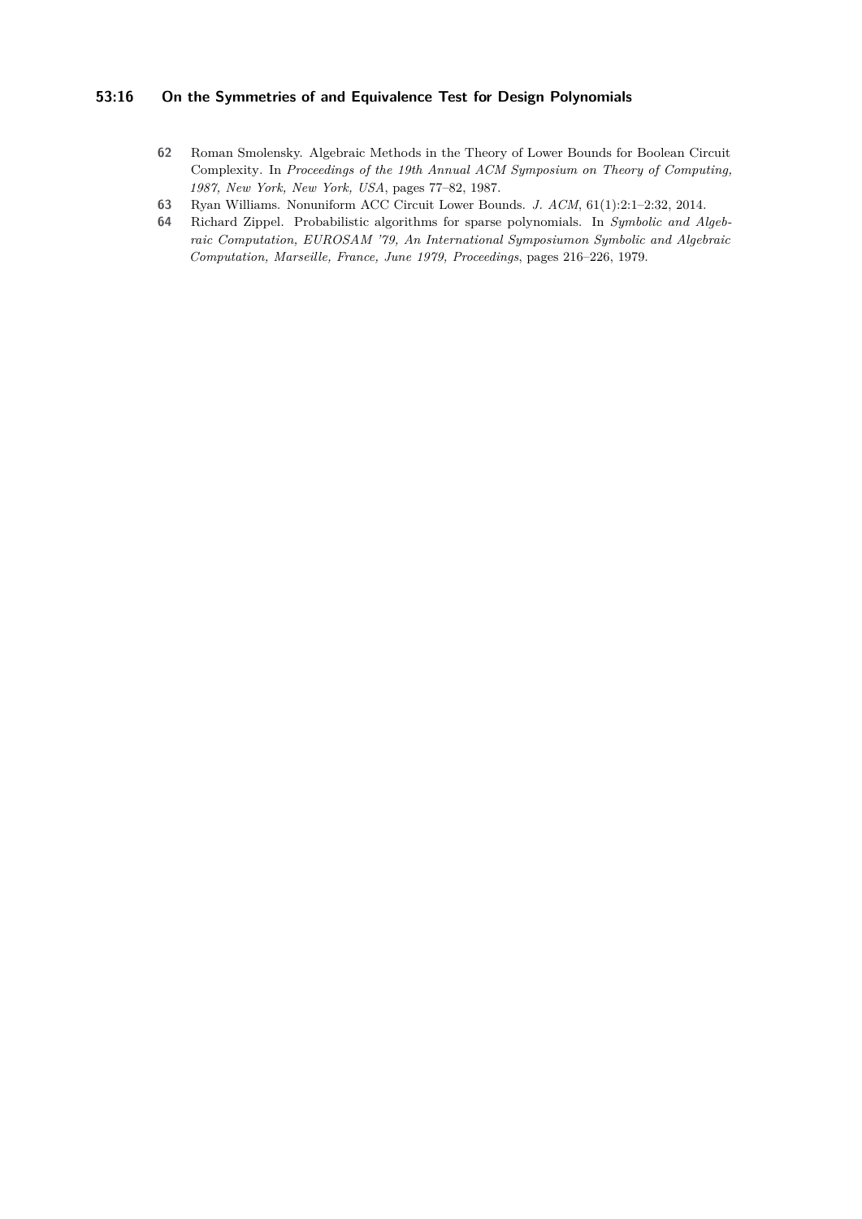62 Roman Smolensky. Algebraic Methods in the Theory of Lower Bounds for Boolean Circuit Complexity. In *Proceedings of the 19th Annual ACM Symposium on Theory of Computing, 1987, New York, New York, USA*, pages 77–82, 1987.

63 Ryan Williams. Nonuniform ACC Circuit Lower Bounds. *J. ACM*, 61(1):2:1–2:32, 2014.

64 Richard Zippel. Probabilistic algorithms for sparse polynomials. In *Symbolic and Algebraic Computation, EUROSAM '79, An International Symposiumon Symbolic and Algebraic Computation, Marseille, France, June 1979, Proceedings*, pages 216–226, 1979.